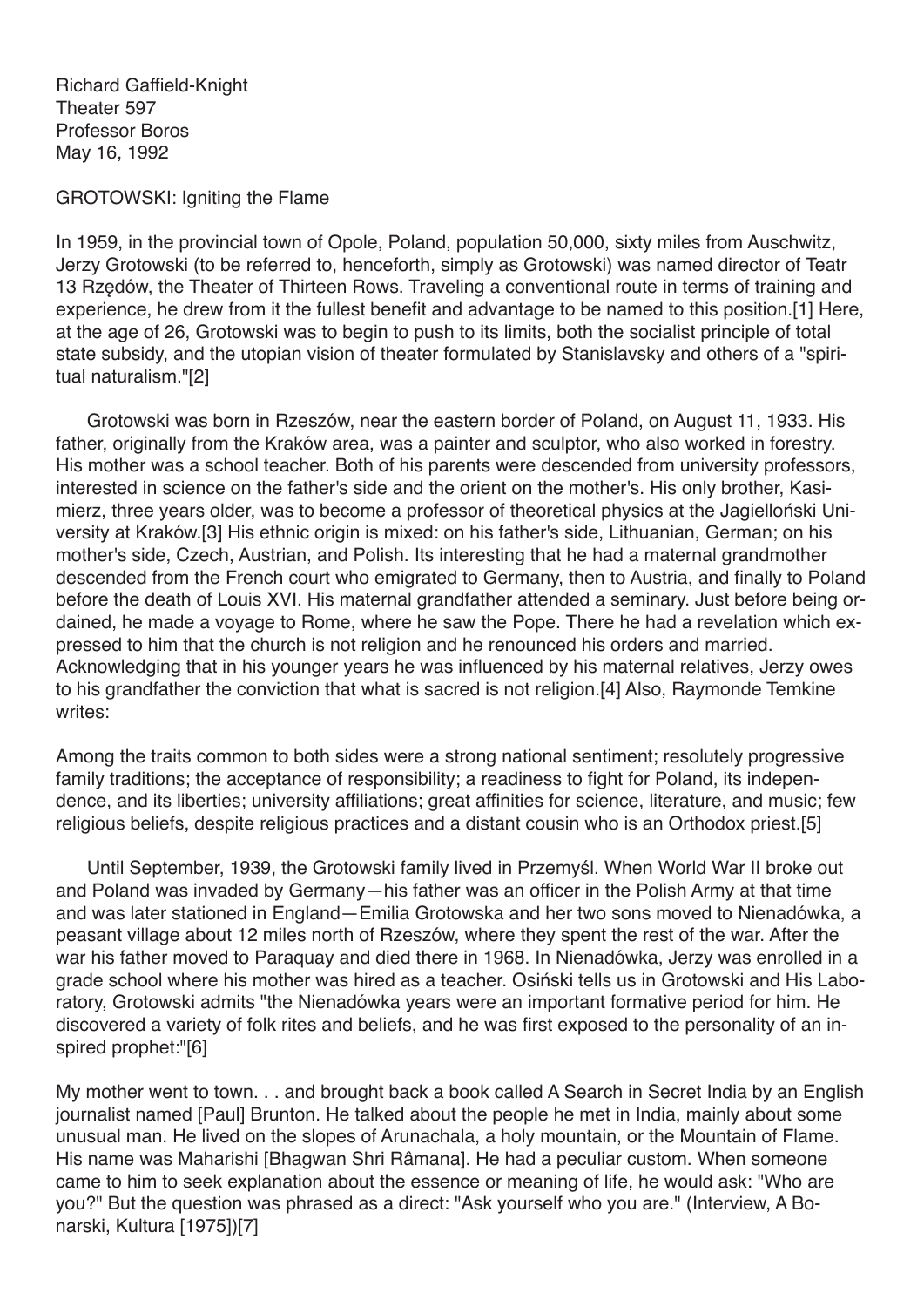Richard Gaffield-Knight
Theater 597
Professor Boros
May 16, 1992

GROTOWSKI: Igniting the Flame

In 1959, in the provincial town of Opole, Poland, population 50,000, sixty miles from Auschwitz, Jerzy Grotowski (to be referred to, henceforth, simply as Grotowski) was named director of Teatr 13 Rzędów, the Theater of Thirteen Rows. Traveling a conventional route in terms of training and experience, he drew from it the fullest benefit and advantage to be named to this position.[1] Here, at the age of 26, Grotowski was to begin to push to its limits, both the socialist principle of total state subsidy, and the utopian vision of theater formulated by Stanislavsky and others of a "spiritual naturalism."[2]

Grotowski was born in Rzeszów, near the eastern border of Poland, on August 11, 1933. His father, originally from the Kraków area, was a painter and sculptor, who also worked in forestry. His mother was a school teacher. Both of his parents were descended from university professors, interested in science on the father's side and the orient on the mother's. His only brother, Kasimierz, three years older, was to become a professor of theoretical physics at the Jagielloński University at Kraków.[3] His ethnic origin is mixed: on his father's side, Lithuanian, German; on his mother's side, Czech, Austrian, and Polish. Its interesting that he had a maternal grandmother descended from the French court who emigrated to Germany, then to Austria, and finally to Poland before the death of Louis XVI. His maternal grandfather attended a seminary. Just before being ordained, he made a voyage to Rome, where he saw the Pope. There he had a revelation which expressed to him that the church is not religion and he renounced his orders and married. Acknowledging that in his younger years he was influenced by his maternal relatives, Jerzy owes to his grandfather the conviction that what is sacred is not religion.[4] Also, Raymonde Temkine writes:

> Among the traits common to both sides were a strong national sentiment; resolutely progressive family traditions; the acceptance of responsibility; a readiness to fight for Poland, its independence, and its liberties; university affiliations; great affinities for science, literature, and music; few religious beliefs, despite religious practices and a distant cousin who is an Orthodox priest.[5]

Until September, 1939, the Grotowski family lived in Przemyśl. When World War II broke out and Poland was invaded by Germany—his father was an officer in the Polish Army at that time and was later stationed in England—Emilia Grotowska and her two sons moved to Nienadówka, a peasant village about 12 miles north of Rzeszów, where they spent the rest of the war. After the war his father moved to Paraquay and died there in 1968. In Nienadówka, Jerzy was enrolled in a grade school where his mother was hired as a teacher. Osiński tells us in Grotowski and His Laboratory, Grotowski admits "the Nienadówka years were an important formative period for him. He discovered a variety of folk rites and beliefs, and he was first exposed to the personality of an inspired prophet:"[6]

> My mother went to town. . . and brought back a book called A Search in Secret India by an English journalist named [Paul] Brunton. He talked about the people he met in India, mainly about some unusual man. He lived on the slopes of Arunachala, a holy mountain, or the Mountain of Flame. His name was Maharishi [Bhagwan Shri Râmana]. He had a peculiar custom. When someone came to him to seek explanation about the essence or meaning of life, he would ask: "Who are you?" But the question was phrased as a direct: "Ask yourself who you are." (Interview, A Bonarski, Kultura [1975])[7]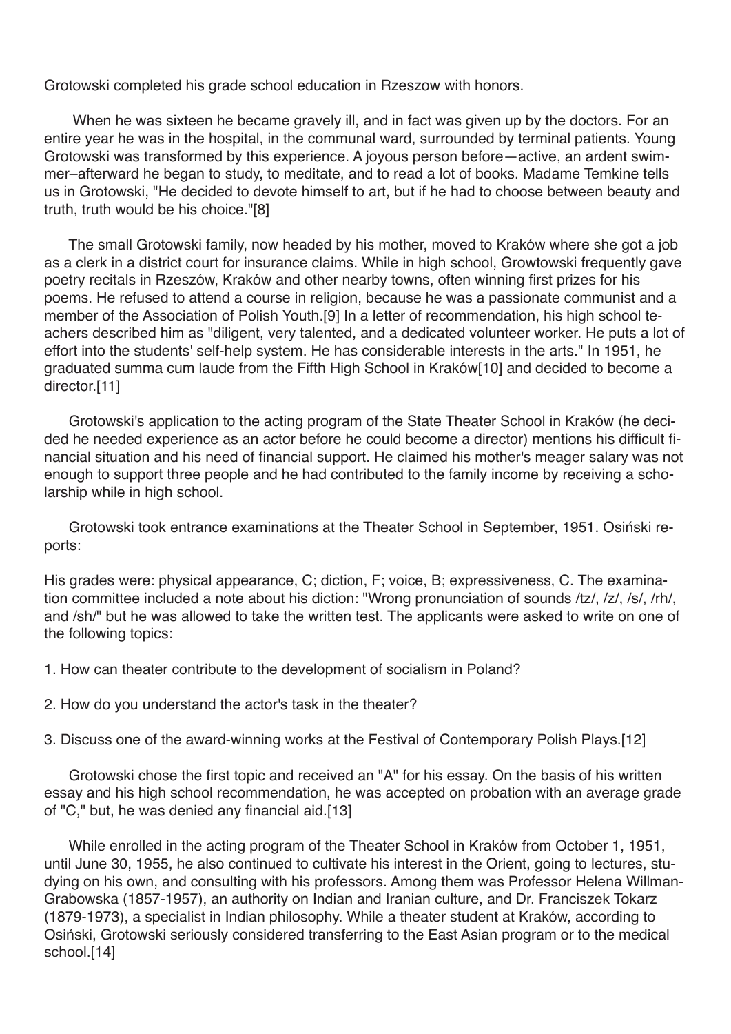Grotowski completed his grade school education in Rzeszow with honors.

When he was sixteen he became gravely ill, and in fact was given up by the doctors. For an entire year he was in the hospital, in the communal ward, surrounded by terminal patients. Young Grotowski was transformed by this experience. A joyous person before—active, an ardent swimmer–afterward he began to study, to meditate, and to read a lot of books. Madame Temkine tells us in Grotowski, "He decided to devote himself to art, but if he had to choose between beauty and truth, truth would be his choice."[8]

The small Grotowski family, now headed by his mother, moved to Kraków where she got a job as a clerk in a district court for insurance claims. While in high school, Growtowski frequently gave poetry recitals in Rzeszów, Kraków and other nearby towns, often winning first prizes for his poems. He refused to attend a course in religion, because he was a passionate communist and a member of the Association of Polish Youth.[9] In a letter of recommendation, his high school teachers described him as "diligent, very talented, and a dedicated volunteer worker. He puts a lot of effort into the students' self-help system. He has considerable interests in the arts." In 1951, he graduated summa cum laude from the Fifth High School in Kraków[10] and decided to become a director.[11]

Grotowski's application to the acting program of the State Theater School in Kraków (he decided he needed experience as an actor before he could become a director) mentions his difficult financial situation and his need of financial support. He claimed his mother's meager salary was not enough to support three people and he had contributed to the family income by receiving a scholarship while in high school.

Grotowski took entrance examinations at the Theater School in September, 1951. Osiński reports:

His grades were: physical appearance, C; diction, F; voice, B; expressiveness, C. The examination committee included a note about his diction: "Wrong pronunciation of sounds /tz/, /z/, /s/, /rh/, and /sh/" but he was allowed to take the written test. The applicants were asked to write on one of the following topics:

1. How can theater contribute to the development of socialism in Poland?

2. How do you understand the actor's task in the theater?

3. Discuss one of the award-winning works at the Festival of Contemporary Polish Plays.[12]

Grotowski chose the first topic and received an "A" for his essay. On the basis of his written essay and his high school recommendation, he was accepted on probation with an average grade of "C," but, he was denied any financial aid.[13]

While enrolled in the acting program of the Theater School in Kraków from October 1, 1951, until June 30, 1955, he also continued to cultivate his interest in the Orient, going to lectures, studying on his own, and consulting with his professors. Among them was Professor Helena Willman-Grabowska (1857-1957), an authority on Indian and Iranian culture, and Dr. Franciszek Tokarz (1879-1973), a specialist in Indian philosophy. While a theater student at Kraków, according to Osiński, Grotowski seriously considered transferring to the East Asian program or to the medical school.[14]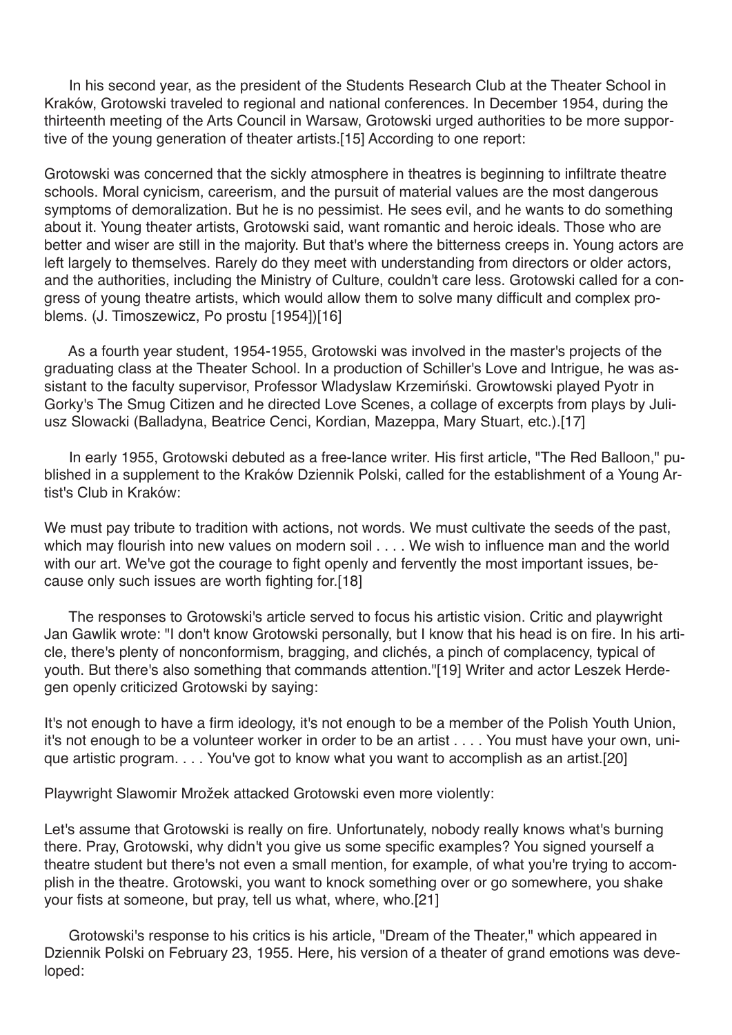In his second year, as the president of the Students Research Club at the Theater School in Kraków, Grotowski traveled to regional and national conferences. In December 1954, during the thirteenth meeting of the Arts Council in Warsaw, Grotowski urged authorities to be more supportive of the young generation of theater artists.[15] According to one report:

Grotowski was concerned that the sickly atmosphere in theatres is beginning to infiltrate theatre schools. Moral cynicism, careerism, and the pursuit of material values are the most dangerous symptoms of demoralization. But he is no pessimist. He sees evil, and he wants to do something about it. Young theater artists, Grotowski said, want romantic and heroic ideals. Those who are better and wiser are still in the majority. But that's where the bitterness creeps in. Young actors are left largely to themselves. Rarely do they meet with understanding from directors or older actors, and the authorities, including the Ministry of Culture, couldn't care less. Grotowski called for a congress of young theatre artists, which would allow them to solve many difficult and complex problems. (J. Timoszewicz, Po prostu [1954])[16]

As a fourth year student, 1954-1955, Grotowski was involved in the master's projects of the graduating class at the Theater School. In a production of Schiller's Love and Intrigue, he was assistant to the faculty supervisor, Professor Wladyslaw Krzemiński. Growtowski played Pyotr in Gorky's The Smug Citizen and he directed Love Scenes, a collage of excerpts from plays by Juliusz Slowacki (Balladyna, Beatrice Cenci, Kordian, Mazeppa, Mary Stuart, etc.).[17]

In early 1955, Grotowski debuted as a free-lance writer. His first article, "The Red Balloon," published in a supplement to the Kraków Dziennik Polski, called for the establishment of a Young Artist's Club in Kraków:

We must pay tribute to tradition with actions, not words. We must cultivate the seeds of the past, which may flourish into new values on modern soil . . . . We wish to influence man and the world with our art. We've got the courage to fight openly and fervently the most important issues, because only such issues are worth fighting for.[18]

The responses to Grotowski's article served to focus his artistic vision. Critic and playwright Jan Gawlik wrote: "I don't know Grotowski personally, but I know that his head is on fire. In his article, there's plenty of nonconformism, bragging, and clichés, a pinch of complacency, typical of youth. But there's also something that commands attention."[19] Writer and actor Leszek Herdegen openly criticized Grotowski by saying:

It's not enough to have a firm ideology, it's not enough to be a member of the Polish Youth Union, it's not enough to be a volunteer worker in order to be an artist . . . . You must have your own, unique artistic program. . . . You've got to know what you want to accomplish as an artist.[20]

Playwright Slawomir Mrožek attacked Grotowski even more violently:

Let's assume that Grotowski is really on fire. Unfortunately, nobody really knows what's burning there. Pray, Grotowski, why didn't you give us some specific examples? You signed yourself a theatre student but there's not even a small mention, for example, of what you're trying to accomplish in the theatre. Grotowski, you want to knock something over or go somewhere, you shake your fists at someone, but pray, tell us what, where, who.[21]

Grotowski's response to his critics is his article, "Dream of the Theater," which appeared in Dziennik Polski on February 23, 1955. Here, his version of a theater of grand emotions was developed: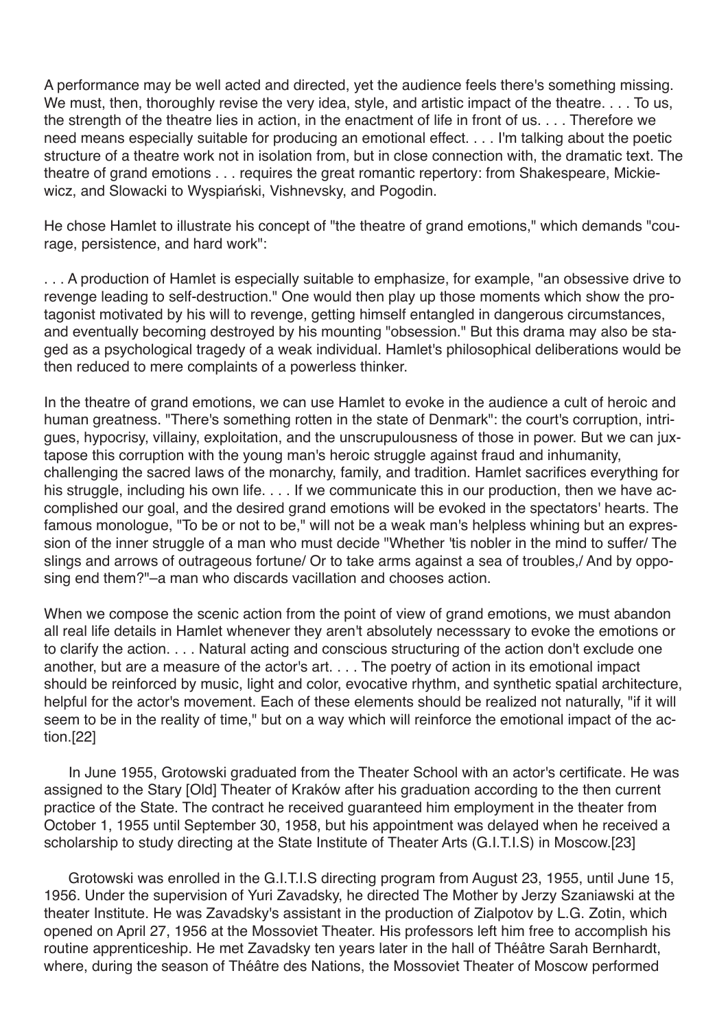A performance may be well acted and directed, yet the audience feels there's something missing. We must, then, thoroughly revise the very idea, style, and artistic impact of the theatre. . . . To us, the strength of the theatre lies in action, in the enactment of life in front of us. . . . Therefore we need means especially suitable for producing an emotional effect. . . . I'm talking about the poetic structure of a theatre work not in isolation from, but in close connection with, the dramatic text. The theatre of grand emotions . . . requires the great romantic repertory: from Shakespeare, Mickiewicz, and Slowacki to Wyspiański, Vishnevsky, and Pogodin.

He chose Hamlet to illustrate his concept of "the theatre of grand emotions," which demands "courage, persistence, and hard work":

. . . A production of Hamlet is especially suitable to emphasize, for example, "an obsessive drive to revenge leading to self-destruction." One would then play up those moments which show the protagonist motivated by his will to revenge, getting himself entangled in dangerous circumstances, and eventually becoming destroyed by his mounting "obsession." But this drama may also be staged as a psychological tragedy of a weak individual. Hamlet's philosophical deliberations would be then reduced to mere complaints of a powerless thinker.

In the theatre of grand emotions, we can use Hamlet to evoke in the audience a cult of heroic and human greatness. "There's something rotten in the state of Denmark": the court's corruption, intrigues, hypocrisy, villainy, exploitation, and the unscrupulousness of those in power. But we can juxtapose this corruption with the young man's heroic struggle against fraud and inhumanity, challenging the sacred laws of the monarchy, family, and tradition. Hamlet sacrifices everything for his struggle, including his own life. . . . If we communicate this in our production, then we have accomplished our goal, and the desired grand emotions will be evoked in the spectators' hearts. The famous monologue, "To be or not to be," will not be a weak man's helpless whining but an expression of the inner struggle of a man who must decide "Whether 'tis nobler in the mind to suffer/ The slings and arrows of outrageous fortune/ Or to take arms against a sea of troubles,/ And by opposing end them?"–a man who discards vacillation and chooses action.

When we compose the scenic action from the point of view of grand emotions, we must abandon all real life details in Hamlet whenever they aren't absolutely necesssary to evoke the emotions or to clarify the action. . . . Natural acting and conscious structuring of the action don't exclude one another, but are a measure of the actor's art. . . . The poetry of action in its emotional impact should be reinforced by music, light and color, evocative rhythm, and synthetic spatial architecture, helpful for the actor's movement. Each of these elements should be realized not naturally, "if it will seem to be in the reality of time," but on a way which will reinforce the emotional impact of the action.[22]

In June 1955, Grotowski graduated from the Theater School with an actor's certificate. He was assigned to the Stary [Old] Theater of Kraków after his graduation according to the then current practice of the State. The contract he received guaranteed him employment in the theater from October 1, 1955 until September 30, 1958, but his appointment was delayed when he received a scholarship to study directing at the State Institute of Theater Arts (G.I.T.I.S) in Moscow.[23]

Grotowski was enrolled in the G.I.T.I.S directing program from August 23, 1955, until June 15, 1956. Under the supervision of Yuri Zavadsky, he directed The Mother by Jerzy Szaniawski at the theater Institute. He was Zavadsky's assistant in the production of Zialpotov by L.G. Zotin, which opened on April 27, 1956 at the Mossoviet Theater. His professors left him free to accomplish his routine apprenticeship. He met Zavadsky ten years later in the hall of Théâtre Sarah Bernhardt, where, during the season of Théâtre des Nations, the Mossoviet Theater of Moscow performed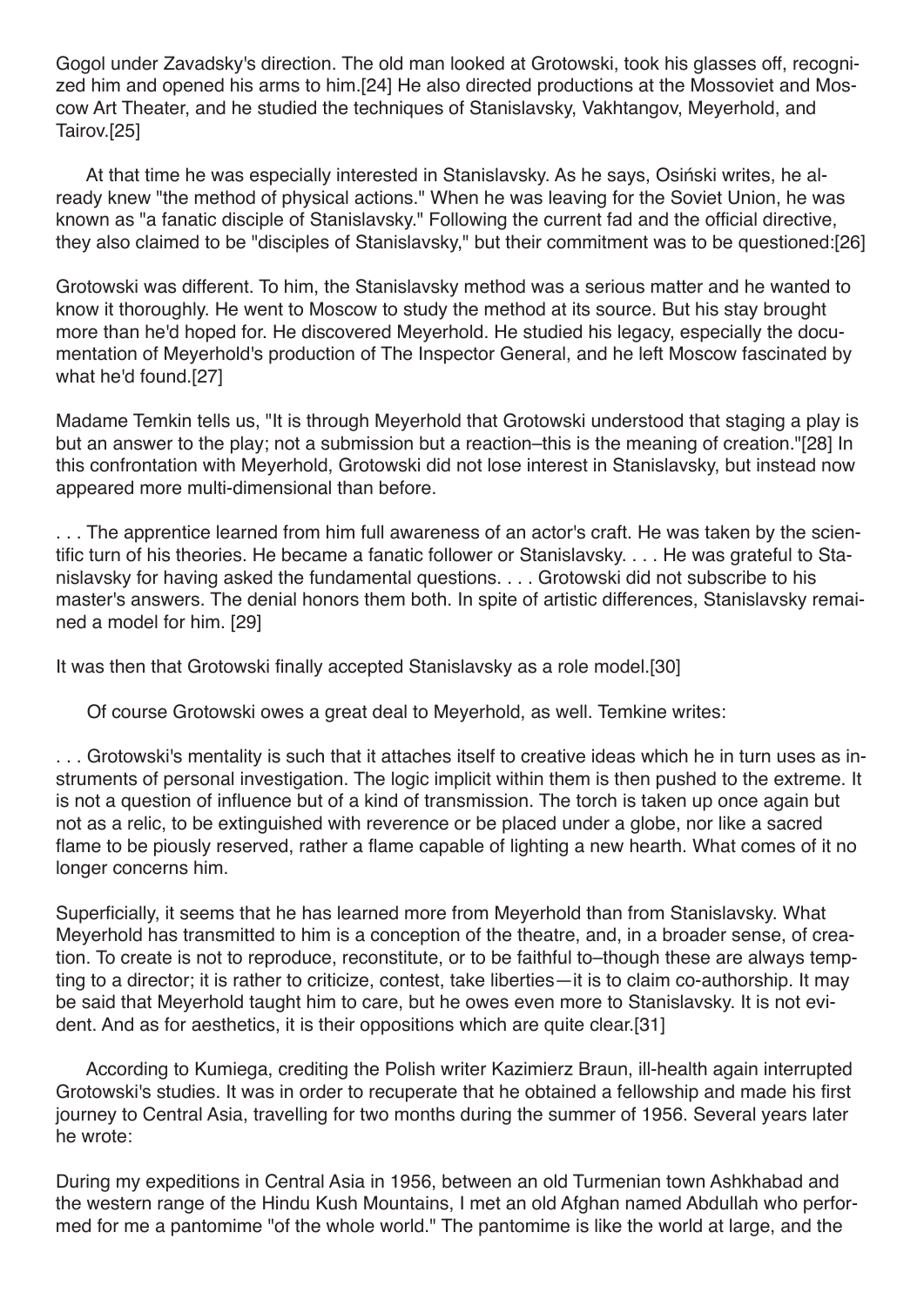Gogol under Zavadsky's direction. The old man looked at Grotowski, took his glasses off, recognized him and opened his arms to him.[24] He also directed productions at the Mossoviet and Moscow Art Theater, and he studied the techniques of Stanislavsky, Vakhtangov, Meyerhold, and Tairov.[25]

At that time he was especially interested in Stanislavsky. As he says, Osiński writes, he already knew "the method of physical actions." When he was leaving for the Soviet Union, he was known as "a fanatic disciple of Stanislavsky." Following the current fad and the official directive, they also claimed to be "disciples of Stanislavsky," but their commitment was to be questioned:[26]

Grotowski was different. To him, the Stanislavsky method was a serious matter and he wanted to know it thoroughly. He went to Moscow to study the method at its source. But his stay brought more than he'd hoped for. He discovered Meyerhold. He studied his legacy, especially the documentation of Meyerhold's production of The Inspector General, and he left Moscow fascinated by what he'd found.[27]

Madame Temkin tells us, "It is through Meyerhold that Grotowski understood that staging a play is but an answer to the play; not a submission but a reaction–this is the meaning of creation."[28] In this confrontation with Meyerhold, Grotowski did not lose interest in Stanislavsky, but instead now appeared more multi-dimensional than before.

. . . The apprentice learned from him full awareness of an actor's craft. He was taken by the scientific turn of his theories. He became a fanatic follower or Stanislavsky. . . . He was grateful to Stanislavsky for having asked the fundamental questions. . . . Grotowski did not subscribe to his master's answers. The denial honors them both. In spite of artistic differences, Stanislavsky remained a model for him. [29]

It was then that Grotowski finally accepted Stanislavsky as a role model.[30]

Of course Grotowski owes a great deal to Meyerhold, as well. Temkine writes:

. . . Grotowski's mentality is such that it attaches itself to creative ideas which he in turn uses as instruments of personal investigation. The logic implicit within them is then pushed to the extreme. It is not a question of influence but of a kind of transmission. The torch is taken up once again but not as a relic, to be extinguished with reverence or be placed under a globe, nor like a sacred flame to be piously reserved, rather a flame capable of lighting a new hearth. What comes of it no longer concerns him.

Superficially, it seems that he has learned more from Meyerhold than from Stanislavsky. What Meyerhold has transmitted to him is a conception of the theatre, and, in a broader sense, of creation. To create is not to reproduce, reconstitute, or to be faithful to–though these are always tempting to a director; it is rather to criticize, contest, take liberties—it is to claim co-authorship. It may be said that Meyerhold taught him to care, but he owes even more to Stanislavsky. It is not evident. And as for aesthetics, it is their oppositions which are quite clear.[31]

According to Kumiega, crediting the Polish writer Kazimierz Braun, ill-health again interrupted Grotowski's studies. It was in order to recuperate that he obtained a fellowship and made his first journey to Central Asia, travelling for two months during the summer of 1956. Several years later he wrote:

During my expeditions in Central Asia in 1956, between an old Turmenian town Ashkhabad and the western range of the Hindu Kush Mountains, I met an old Afghan named Abdullah who performed for me a pantomime "of the whole world." The pantomime is like the world at large, and the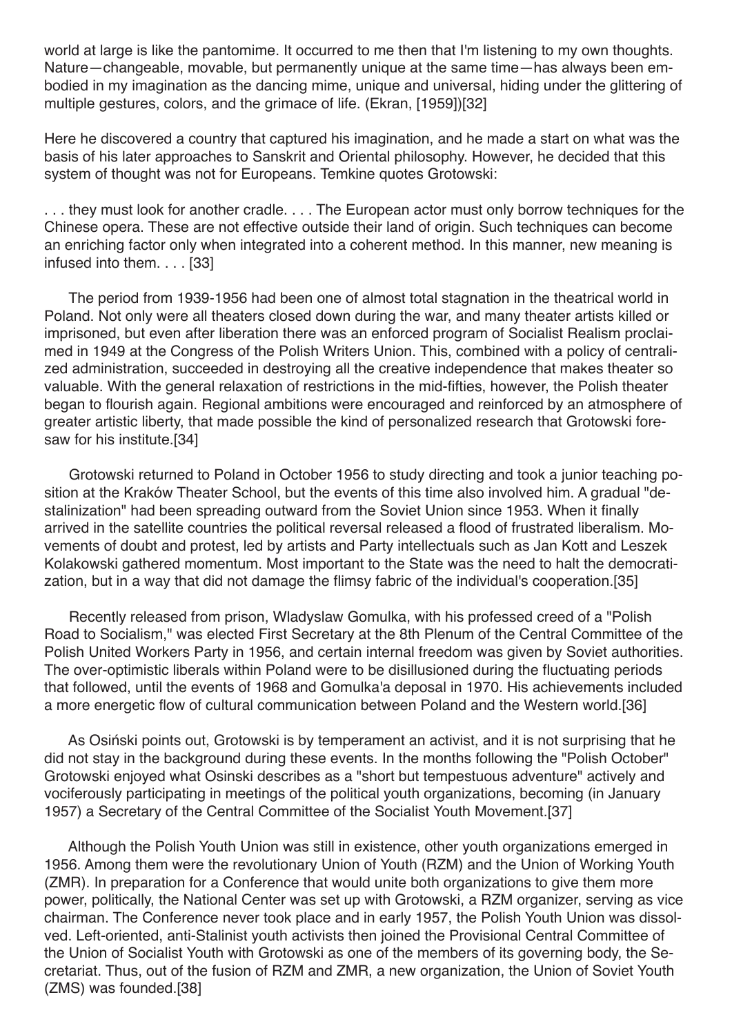world at large is like the pantomime. It occurred to me then that I'm listening to my own thoughts. Nature—changeable, movable, but permanently unique at the same time—has always been embodied in my imagination as the dancing mime, unique and universal, hiding under the glittering of multiple gestures, colors, and the grimace of life. (Ekran, [1959])[32]

Here he discovered a country that captured his imagination, and he made a start on what was the basis of his later approaches to Sanskrit and Oriental philosophy. However, he decided that this system of thought was not for Europeans. Temkine quotes Grotowski:

. . . they must look for another cradle. . . . The European actor must only borrow techniques for the Chinese opera. These are not effective outside their land of origin. Such techniques can become an enriching factor only when integrated into a coherent method. In this manner, new meaning is infused into them. . . . [33]

The period from 1939-1956 had been one of almost total stagnation in the theatrical world in Poland. Not only were all theaters closed down during the war, and many theater artists killed or imprisoned, but even after liberation there was an enforced program of Socialist Realism proclaimed in 1949 at the Congress of the Polish Writers Union. This, combined with a policy of centralized administration, succeeded in destroying all the creative independence that makes theater so valuable. With the general relaxation of restrictions in the mid-fifties, however, the Polish theater began to flourish again. Regional ambitions were encouraged and reinforced by an atmosphere of greater artistic liberty, that made possible the kind of personalized research that Grotowski foresaw for his institute.[34]

Grotowski returned to Poland in October 1956 to study directing and took a junior teaching position at the Kraków Theater School, but the events of this time also involved him. A gradual "destalinization" had been spreading outward from the Soviet Union since 1953. When it finally arrived in the satellite countries the political reversal released a flood of frustrated liberalism. Movements of doubt and protest, led by artists and Party intellectuals such as Jan Kott and Leszek Kolakowski gathered momentum. Most important to the State was the need to halt the democratization, but in a way that did not damage the flimsy fabric of the individual's cooperation.[35]

Recently released from prison, Wladyslaw Gomulka, with his professed creed of a "Polish Road to Socialism," was elected First Secretary at the 8th Plenum of the Central Committee of the Polish United Workers Party in 1956, and certain internal freedom was given by Soviet authorities. The over-optimistic liberals within Poland were to be disillusioned during the fluctuating periods that followed, until the events of 1968 and Gomulka'a deposal in 1970. His achievements included a more energetic flow of cultural communication between Poland and the Western world.[36]

As Osiński points out, Grotowski is by temperament an activist, and it is not surprising that he did not stay in the background during these events. In the months following the "Polish October" Grotowski enjoyed what Osinski describes as a "short but tempestuous adventure" actively and vociferously participating in meetings of the political youth organizations, becoming (in January 1957) a Secretary of the Central Committee of the Socialist Youth Movement.[37]

Although the Polish Youth Union was still in existence, other youth organizations emerged in 1956. Among them were the revolutionary Union of Youth (RZM) and the Union of Working Youth (ZMR). In preparation for a Conference that would unite both organizations to give them more power, politically, the National Center was set up with Grotowski, a RZM organizer, serving as vice chairman. The Conference never took place and in early 1957, the Polish Youth Union was dissolved. Left-oriented, anti-Stalinist youth activists then joined the Provisional Central Committee of the Union of Socialist Youth with Grotowski as one of the members of its governing body, the Secretariat. Thus, out of the fusion of RZM and ZMR, a new organization, the Union of Soviet Youth (ZMS) was founded.[38]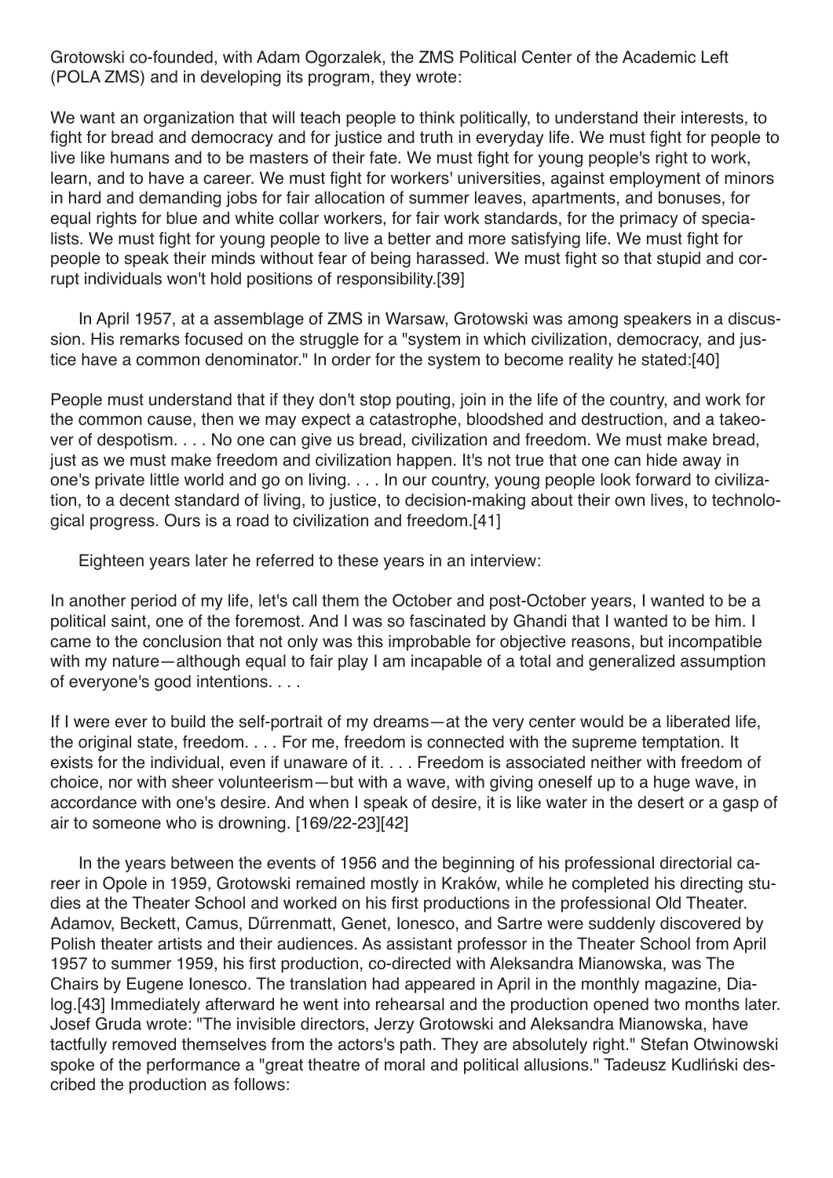Grotowski co-founded, with Adam Ogorzalek, the ZMS Political Center of the Academic Left (POLA ZMS) and in developing its program, they wrote:

We want an organization that will teach people to think politically, to understand their interests, to fight for bread and democracy and for justice and truth in everyday life. We must fight for people to live like humans and to be masters of their fate. We must fight for young people's right to work, learn, and to have a career. We must fight for workers' universities, against employment of minors in hard and demanding jobs for fair allocation of summer leaves, apartments, and bonuses, for equal rights for blue and white collar workers, for fair work standards, for the primacy of specialists. We must fight for young people to live a better and more satisfying life. We must fight for people to speak their minds without fear of being harassed. We must fight so that stupid and corrupt individuals won't hold positions of responsibility.[39]

In April 1957, at a assemblage of ZMS in Warsaw, Grotowski was among speakers in a discussion. His remarks focused on the struggle for a "system in which civilization, democracy, and justice have a common denominator." In order for the system to become reality he stated:[40]

People must understand that if they don't stop pouting, join in the life of the country, and work for the common cause, then we may expect a catastrophe, bloodshed and destruction, and a takeover of despotism. . . . No one can give us bread, civilization and freedom. We must make bread, just as we must make freedom and civilization happen. It's not true that one can hide away in one's private little world and go on living. . . . In our country, young people look forward to civilization, to a decent standard of living, to justice, to decision-making about their own lives, to technological progress. Ours is a road to civilization and freedom.[41]

Eighteen years later he referred to these years in an interview:

In another period of my life, let's call them the October and post-October years, I wanted to be a political saint, one of the foremost. And I was so fascinated by Ghandi that I wanted to be him. I came to the conclusion that not only was this improbable for objective reasons, but incompatible with my nature—although equal to fair play I am incapable of a total and generalized assumption of everyone's good intentions. . . .

If I were ever to build the self-portrait of my dreams—at the very center would be a liberated life, the original state, freedom. . . . For me, freedom is connected with the supreme temptation. It exists for the individual, even if unaware of it. . . . Freedom is associated neither with freedom of choice, nor with sheer volunteerism—but with a wave, with giving oneself up to a huge wave, in accordance with one's desire. And when I speak of desire, it is like water in the desert or a gasp of air to someone who is drowning. [169/22-23][42]

In the years between the events of 1956 and the beginning of his professional directorial career in Opole in 1959, Grotowski remained mostly in Kraków, while he completed his directing studies at the Theater School and worked on his first productions in the professional Old Theater. Adamov, Beckett, Camus, Dűrrenmatt, Genet, Ionesco, and Sartre were suddenly discovered by Polish theater artists and their audiences. As assistant professor in the Theater School from April 1957 to summer 1959, his first production, co-directed with Aleksandra Mianowska, was The Chairs by Eugene Ionesco. The translation had appeared in April in the monthly magazine, Dialog.[43] Immediately afterward he went into rehearsal and the production opened two months later. Josef Gruda wrote: "The invisible directors, Jerzy Grotowski and Aleksandra Mianowska, have tactfully removed themselves from the actors's path. They are absolutely right." Stefan Otwinowski spoke of the performance a "great theatre of moral and political allusions." Tadeusz Kudliński described the production as follows: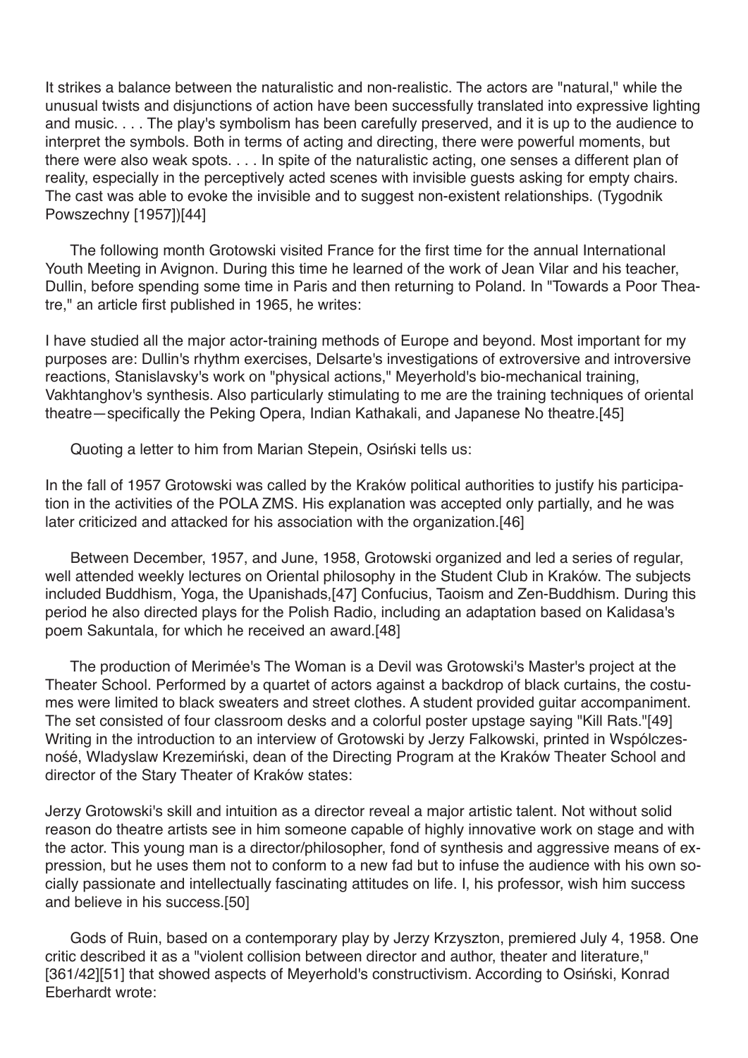It strikes a balance between the naturalistic and non-realistic. The actors are "natural," while the unusual twists and disjunctions of action have been successfully translated into expressive lighting and music. . . . The play's symbolism has been carefully preserved, and it is up to the audience to interpret the symbols. Both in terms of acting and directing, there were powerful moments, but there were also weak spots. . . . In spite of the naturalistic acting, one senses a different plan of reality, especially in the perceptively acted scenes with invisible guests asking for empty chairs. The cast was able to evoke the invisible and to suggest non-existent relationships. (Tygodnik Powszechny [1957])[44]

The following month Grotowski visited France for the first time for the annual International Youth Meeting in Avignon. During this time he learned of the work of Jean Vilar and his teacher, Dullin, before spending some time in Paris and then returning to Poland. In "Towards a Poor Theatre," an article first published in 1965, he writes:

I have studied all the major actor-training methods of Europe and beyond. Most important for my purposes are: Dullin's rhythm exercises, Delsarte's investigations of extroversive and introversive reactions, Stanislavsky's work on "physical actions," Meyerhold's bio-mechanical training, Vakhtanghov's synthesis. Also particularly stimulating to me are the training techniques of oriental theatre—specifically the Peking Opera, Indian Kathakali, and Japanese No theatre.[45]

Quoting a letter to him from Marian Stepein, Osiński tells us:

In the fall of 1957 Grotowski was called by the Kraków political authorities to justify his participation in the activities of the POLA ZMS. His explanation was accepted only partially, and he was later criticized and attacked for his association with the organization.[46]

Between December, 1957, and June, 1958, Grotowski organized and led a series of regular, well attended weekly lectures on Oriental philosophy in the Student Club in Kraków. The subjects included Buddhism, Yoga, the Upanishads,[47] Confucius, Taoism and Zen-Buddhism. During this period he also directed plays for the Polish Radio, including an adaptation based on Kalidasa's poem Sakuntala, for which he received an award.[48]

The production of Merimée's The Woman is a Devil was Grotowski's Master's project at the Theater School. Performed by a quartet of actors against a backdrop of black curtains, the costumes were limited to black sweaters and street clothes. A student provided guitar accompaniment. The set consisted of four classroom desks and a colorful poster upstage saying "Kill Rats."[49] Writing in the introduction to an interview of Grotowski by Jerzy Falkowski, printed in Wspólczesnośé, Wladyslaw Krezemiński, dean of the Directing Program at the Kraków Theater School and director of the Stary Theater of Kraków states:

Jerzy Grotowski's skill and intuition as a director reveal a major artistic talent. Not without solid reason do theatre artists see in him someone capable of highly innovative work on stage and with the actor. This young man is a director/philosopher, fond of synthesis and aggressive means of expression, but he uses them not to conform to a new fad but to infuse the audience with his own socially passionate and intellectually fascinating attitudes on life. I, his professor, wish him success and believe in his success.[50]

Gods of Ruin, based on a contemporary play by Jerzy Krzyszton, premiered July 4, 1958. One critic described it as a "violent collision between director and author, theater and literature," [361/42][51] that showed aspects of Meyerhold's constructivism. According to Osiński, Konrad Eberhardt wrote: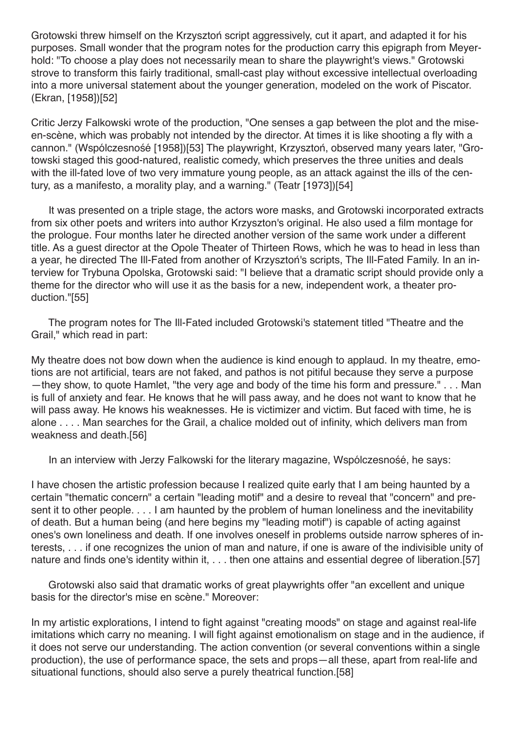Grotowski threw himself on the Krzysztoń script aggressively, cut it apart, and adapted it for his purposes. Small wonder that the program notes for the production carry this epigraph from Meyerhold: "To choose a play does not necessarily mean to share the playwright's views." Grotowski strove to transform this fairly traditional, small-cast play without excessive intellectual overloading into a more universal statement about the younger generation, modeled on the work of Piscator. (Ekran, [1958])[52]

Critic Jerzy Falkowski wrote of the production, "One senses a gap between the plot and the mise-en-scène, which was probably not intended by the director. At times it is like shooting a fly with a cannon." (Wspólczesnośé [1958])[53] The playwright, Krzysztoń, observed many years later, "Grotowski staged this good-natured, realistic comedy, which preserves the three unities and deals with the ill-fated love of two very immature young people, as an attack against the ills of the century, as a manifesto, a morality play, and a warning." (Teatr [1973])[54]

It was presented on a triple stage, the actors wore masks, and Grotowski incorporated extracts from six other poets and writers into author Krzyszton's original. He also used a film montage for the prologue. Four months later he directed another version of the same work under a different title. As a guest director at the Opole Theater of Thirteen Rows, which he was to head in less than a year, he directed The Ill-Fated from another of Krzysztoń's scripts, The Ill-Fated Family. In an interview for Trybuna Opolska, Grotowski said: "I believe that a dramatic script should provide only a theme for the director who will use it as the basis for a new, independent work, a theater production."[55]

The program notes for The Ill-Fated included Grotowski's statement titled "Theatre and the Grail," which read in part:

My theatre does not bow down when the audience is kind enough to applaud. In my theatre, emotions are not artificial, tears are not faked, and pathos is not pitiful because they serve a purpose —they show, to quote Hamlet, "the very age and body of the time his form and pressure." . . . Man is full of anxiety and fear. He knows that he will pass away, and he does not want to know that he will pass away. He knows his weaknesses. He is victimizer and victim. But faced with time, he is alone . . . . Man searches for the Grail, a chalice molded out of infinity, which delivers man from weakness and death.[56]

In an interview with Jerzy Falkowski for the literary magazine, Wspólczesnośé, he says:

I have chosen the artistic profession because I realized quite early that I am being haunted by a certain "thematic concern" a certain "leading motif" and a desire to reveal that "concern" and present it to other people. . . . I am haunted by the problem of human loneliness and the inevitability of death. But a human being (and here begins my "leading motif") is capable of acting against ones's own loneliness and death. If one involves oneself in problems outside narrow spheres of interests, . . . if one recognizes the union of man and nature, if one is aware of the indivisible unity of nature and finds one's identity within it, . . . then one attains and essential degree of liberation.[57]

Grotowski also said that dramatic works of great playwrights offer "an excellent and unique basis for the director's mise en scène." Moreover:

In my artistic explorations, I intend to fight against "creating moods" on stage and against real-life imitations which carry no meaning. I will fight against emotionalism on stage and in the audience, if it does not serve our understanding. The action convention (or several conventions within a single production), the use of performance space, the sets and props—all these, apart from real-life and situational functions, should also serve a purely theatrical function.[58]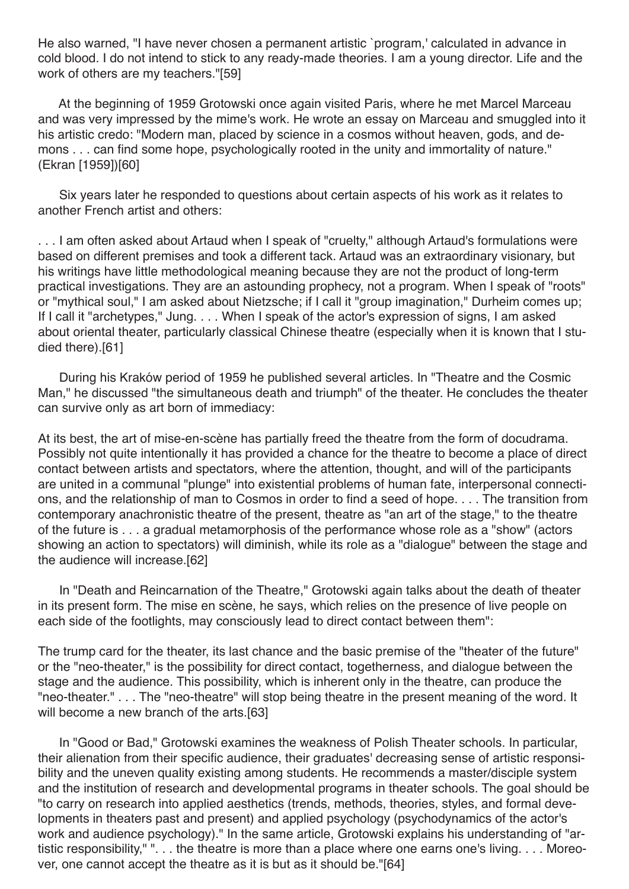He also warned, "I have never chosen a permanent artistic `program,' calculated in advance in cold blood. I do not intend to stick to any ready-made theories. I am a young director. Life and the work of others are my teachers."[59]

At the beginning of 1959 Grotowski once again visited Paris, where he met Marcel Marceau and was very impressed by the mime's work. He wrote an essay on Marceau and smuggled into it his artistic credo: "Modern man, placed by science in a cosmos without heaven, gods, and demons . . . can find some hope, psychologically rooted in the unity and immortality of nature." (Ekran [1959])[60]

Six years later he responded to questions about certain aspects of his work as it relates to another French artist and others:

. . . I am often asked about Artaud when I speak of "cruelty," although Artaud's formulations were based on different premises and took a different tack. Artaud was an extraordinary visionary, but his writings have little methodological meaning because they are not the product of long-term practical investigations. They are an astounding prophecy, not a program. When I speak of "roots" or "mythical soul," I am asked about Nietzsche; if I call it "group imagination," Durheim comes up; If I call it "archetypes," Jung. . . . When I speak of the actor's expression of signs, I am asked about oriental theater, particularly classical Chinese theatre (especially when it is known that I studied there).[61]

During his Kraków period of 1959 he published several articles. In "Theatre and the Cosmic Man," he discussed "the simultaneous death and triumph" of the theater. He concludes the theater can survive only as art born of immediacy:

At its best, the art of mise-en-scène has partially freed the theatre from the form of docudrama. Possibly not quite intentionally it has provided a chance for the theatre to become a place of direct contact between artists and spectators, where the attention, thought, and will of the participants are united in a communal "plunge" into existential problems of human fate, interpersonal connections, and the relationship of man to Cosmos in order to find a seed of hope. . . . The transition from contemporary anachronistic theatre of the present, theatre as "an art of the stage," to the theatre of the future is . . . a gradual metamorphosis of the performance whose role as a "show" (actors showing an action to spectators) will diminish, while its role as a "dialogue" between the stage and the audience will increase.[62]

In "Death and Reincarnation of the Theatre," Grotowski again talks about the death of theater in its present form. The mise en scène, he says, which relies on the presence of live people on each side of the footlights, may consciously lead to direct contact between them":

The trump card for the theater, its last chance and the basic premise of the "theater of the future" or the "neo-theater," is the possibility for direct contact, togetherness, and dialogue between the stage and the audience. This possibility, which is inherent only in the theatre, can produce the "neo-theater." . . . The "neo-theatre" will stop being theatre in the present meaning of the word. It will become a new branch of the arts.[63]

In "Good or Bad," Grotowski examines the weakness of Polish Theater schools. In particular, their alienation from their specific audience, their graduates' decreasing sense of artistic responsibility and the uneven quality existing among students. He recommends a master/disciple system and the institution of research and developmental programs in theater schools. The goal should be "to carry on research into applied aesthetics (trends, methods, theories, styles, and formal developments in theaters past and present) and applied psychology (psychodynamics of the actor's work and audience psychology)." In the same article, Grotowski explains his understanding of "artistic responsibility," ". . . the theatre is more than a place where one earns one's living. . . . Moreover, one cannot accept the theatre as it is but as it should be."[64]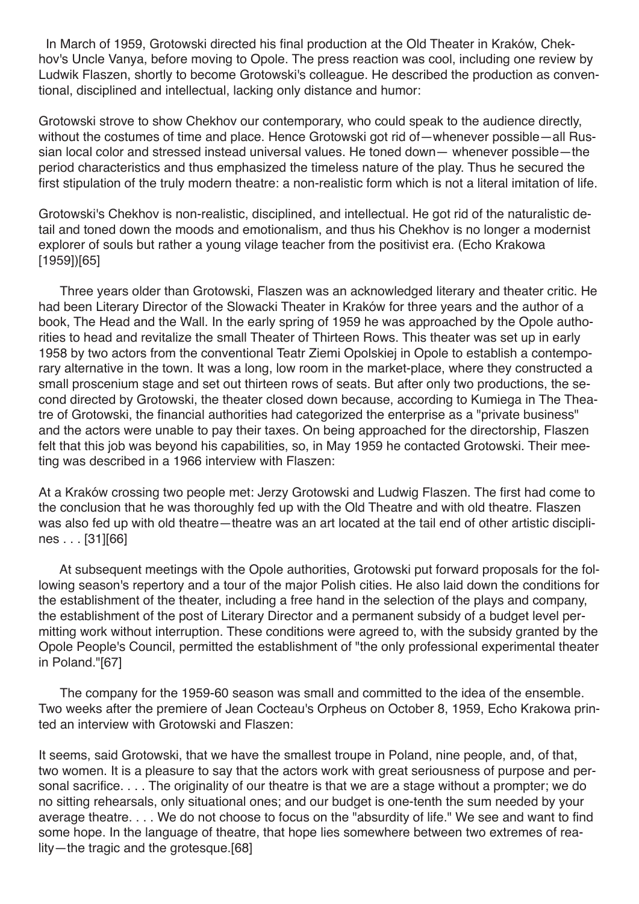In March of 1959, Grotowski directed his final production at the Old Theater in Kraków, Chekhov's Uncle Vanya, before moving to Opole. The press reaction was cool, including one review by Ludwik Flaszen, shortly to become Grotowski's colleague. He described the production as conventional, disciplined and intellectual, lacking only distance and humor:

Grotowski strove to show Chekhov our contemporary, who could speak to the audience directly, without the costumes of time and place. Hence Grotowski got rid of—whenever possible—all Russian local color and stressed instead universal values. He toned down— whenever possible—the period characteristics and thus emphasized the timeless nature of the play. Thus he secured the first stipulation of the truly modern theatre: a non-realistic form which is not a literal imitation of life.

Grotowski's Chekhov is non-realistic, disciplined, and intellectual. He got rid of the naturalistic detail and toned down the moods and emotionalism, and thus his Chekhov is no longer a modernist explorer of souls but rather a young vilage teacher from the positivist era. (Echo Krakowa [1959])[65]

Three years older than Grotowski, Flaszen was an acknowledged literary and theater critic. He had been Literary Director of the Slowacki Theater in Kraków for three years and the author of a book, The Head and the Wall. In the early spring of 1959 he was approached by the Opole authorities to head and revitalize the small Theater of Thirteen Rows. This theater was set up in early 1958 by two actors from the conventional Teatr Ziemi Opolskiej in Opole to establish a contemporary alternative in the town. It was a long, low room in the market-place, where they constructed a small proscenium stage and set out thirteen rows of seats. But after only two productions, the second directed by Grotowski, the theater closed down because, according to Kumiega in The Theatre of Grotowski, the financial authorities had categorized the enterprise as a "private business" and the actors were unable to pay their taxes. On being approached for the directorship, Flaszen felt that this job was beyond his capabilities, so, in May 1959 he contacted Grotowski. Their meeting was described in a 1966 interview with Flaszen:

At a Kraków crossing two people met: Jerzy Grotowski and Ludwig Flaszen. The first had come to the conclusion that he was thoroughly fed up with the Old Theatre and with old theatre. Flaszen was also fed up with old theatre—theatre was an art located at the tail end of other artistic disciplines . . . [31][66]

At subsequent meetings with the Opole authorities, Grotowski put forward proposals for the following season's repertory and a tour of the major Polish cities. He also laid down the conditions for the establishment of the theater, including a free hand in the selection of the plays and company, the establishment of the post of Literary Director and a permanent subsidy of a budget level permitting work without interruption. These conditions were agreed to, with the subsidy granted by the Opole People's Council, permitted the establishment of "the only professional experimental theater in Poland."[67]

The company for the 1959-60 season was small and committed to the idea of the ensemble. Two weeks after the premiere of Jean Cocteau's Orpheus on October 8, 1959, Echo Krakowa printed an interview with Grotowski and Flaszen:

It seems, said Grotowski, that we have the smallest troupe in Poland, nine people, and, of that, two women. It is a pleasure to say that the actors work with great seriousness of purpose and personal sacrifice. . . . The originality of our theatre is that we are a stage without a prompter; we do no sitting rehearsals, only situational ones; and our budget is one-tenth the sum needed by your average theatre. . . . We do not choose to focus on the "absurdity of life." We see and want to find some hope. In the language of theatre, that hope lies somewhere between two extremes of reality—the tragic and the grotesque.[68]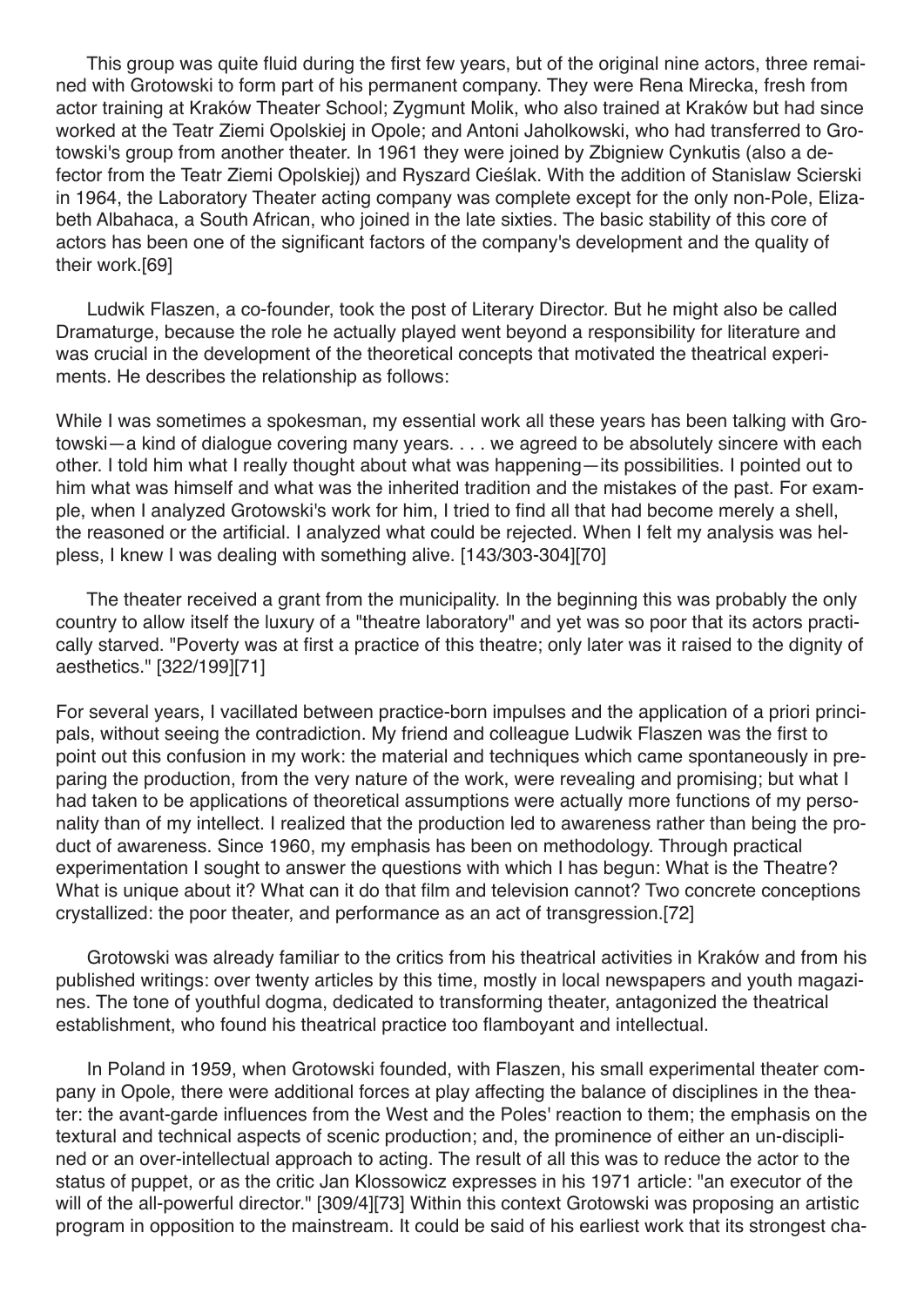This group was quite fluid during the first few years, but of the original nine actors, three remained with Grotowski to form part of his permanent company. They were Rena Mirecka, fresh from actor training at Kraków Theater School; Zygmunt Molik, who also trained at Kraków but had since worked at the Teatr Ziemi Opolskiej in Opole; and Antoni Jaholkowski, who had transferred to Grotowski's group from another theater. In 1961 they were joined by Zbigniew Cynkutis (also a defector from the Teatr Ziemi Opolskiej) and Ryszard Cieślak. With the addition of Stanislaw Scierski in 1964, the Laboratory Theater acting company was complete except for the only non-Pole, Elizabeth Albahaca, a South African, who joined in the late sixties. The basic stability of this core of actors has been one of the significant factors of the company's development and the quality of their work.[69]

Ludwik Flaszen, a co-founder, took the post of Literary Director. But he might also be called Dramaturge, because the role he actually played went beyond a responsibility for literature and was crucial in the development of the theoretical concepts that motivated the theatrical experiments. He describes the relationship as follows:

While I was sometimes a spokesman, my essential work all these years has been talking with Grotowski—a kind of dialogue covering many years. . . . we agreed to be absolutely sincere with each other. I told him what I really thought about what was happening—its possibilities. I pointed out to him what was himself and what was the inherited tradition and the mistakes of the past. For example, when I analyzed Grotowski's work for him, I tried to find all that had become merely a shell, the reasoned or the artificial. I analyzed what could be rejected. When I felt my analysis was helpless, I knew I was dealing with something alive. [143/303-304][70]

The theater received a grant from the municipality. In the beginning this was probably the only country to allow itself the luxury of a "theatre laboratory" and yet was so poor that its actors practically starved. "Poverty was at first a practice of this theatre; only later was it raised to the dignity of aesthetics." [322/199][71]

For several years, I vacillated between practice-born impulses and the application of a priori principals, without seeing the contradiction. My friend and colleague Ludwik Flaszen was the first to point out this confusion in my work: the material and techniques which came spontaneously in preparing the production, from the very nature of the work, were revealing and promising; but what I had taken to be applications of theoretical assumptions were actually more functions of my personality than of my intellect. I realized that the production led to awareness rather than being the product of awareness. Since 1960, my emphasis has been on methodology. Through practical experimentation I sought to answer the questions with which I has begun: What is the Theatre? What is unique about it? What can it do that film and television cannot? Two concrete conceptions crystallized: the poor theater, and performance as an act of transgression.[72]

Grotowski was already familiar to the critics from his theatrical activities in Kraków and from his published writings: over twenty articles by this time, mostly in local newspapers and youth magazines. The tone of youthful dogma, dedicated to transforming theater, antagonized the theatrical establishment, who found his theatrical practice too flamboyant and intellectual.

In Poland in 1959, when Grotowski founded, with Flaszen, his small experimental theater company in Opole, there were additional forces at play affecting the balance of disciplines in the theater: the avant-garde influences from the West and the Poles' reaction to them; the emphasis on the textural and technical aspects of scenic production; and, the prominence of either an un-disciplined or an over-intellectual approach to acting. The result of all this was to reduce the actor to the status of puppet, or as the critic Jan Klossowicz expresses in his 1971 article: "an executor of the will of the all-powerful director." [309/4][73] Within this context Grotowski was proposing an artistic program in opposition to the mainstream. It could be said of his earliest work that its strongest cha-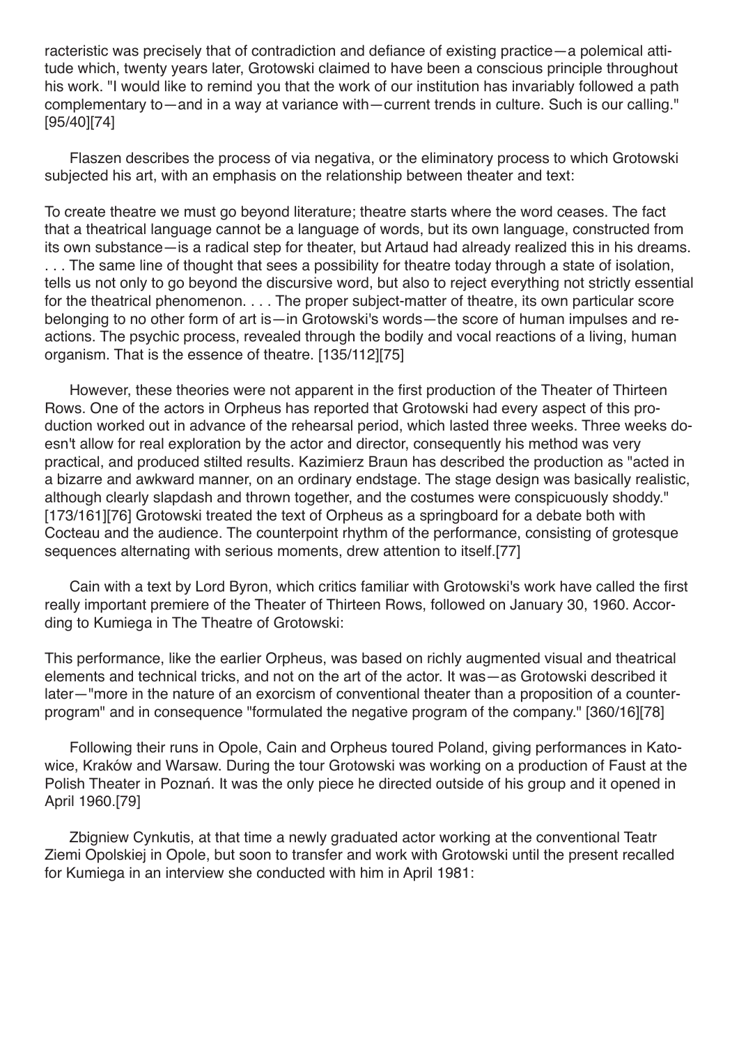racteristic was precisely that of contradiction and defiance of existing practice—a polemical attitude which, twenty years later, Grotowski claimed to have been a conscious principle throughout his work. "I would like to remind you that the work of our institution has invariably followed a path complementary to—and in a way at variance with—current trends in culture. Such is our calling." [95/40][74]

Flaszen describes the process of via negativa, or the eliminatory process to which Grotowski subjected his art, with an emphasis on the relationship between theater and text:

> To create theatre we must go beyond literature; theatre starts where the word ceases. The fact that a theatrical language cannot be a language of words, but its own language, constructed from its own substance—is a radical step for theater, but Artaud had already realized this in his dreams. . . . The same line of thought that sees a possibility for theatre today through a state of isolation, tells us not only to go beyond the discursive word, but also to reject everything not strictly essential for the theatrical phenomenon. . . . The proper subject-matter of theatre, its own particular score belonging to no other form of art is—in Grotowski's words—the score of human impulses and reactions. The psychic process, revealed through the bodily and vocal reactions of a living, human organism. That is the essence of theatre. [135/112][75]

However, these theories were not apparent in the first production of the Theater of Thirteen Rows. One of the actors in Orpheus has reported that Grotowski had every aspect of this production worked out in advance of the rehearsal period, which lasted three weeks. Three weeks doesn't allow for real exploration by the actor and director, consequently his method was very practical, and produced stilted results. Kazimierz Braun has described the production as "acted in a bizarre and awkward manner, on an ordinary endstage. The stage design was basically realistic, although clearly slapdash and thrown together, and the costumes were conspicuously shoddy." [173/161][76] Grotowski treated the text of Orpheus as a springboard for a debate both with Cocteau and the audience. The counterpoint rhythm of the performance, consisting of grotesque sequences alternating with serious moments, drew attention to itself.[77]

Cain with a text by Lord Byron, which critics familiar with Grotowski's work have called the first really important premiere of the Theater of Thirteen Rows, followed on January 30, 1960. According to Kumiega in The Theatre of Grotowski:

> This performance, like the earlier Orpheus, was based on richly augmented visual and theatrical elements and technical tricks, and not on the art of the actor. It was—as Grotowski described it later—"more in the nature of an exorcism of conventional theater than a proposition of a counter-program" and in consequence "formulated the negative program of the company." [360/16][78]

Following their runs in Opole, Cain and Orpheus toured Poland, giving performances in Katowice, Kraków and Warsaw. During the tour Grotowski was working on a production of Faust at the Polish Theater in Poznań. It was the only piece he directed outside of his group and it opened in April 1960.[79]

Zbigniew Cynkutis, at that time a newly graduated actor working at the conventional Teatr Ziemi Opolskiej in Opole, but soon to transfer and work with Grotowski until the present recalled for Kumiega in an interview she conducted with him in April 1981: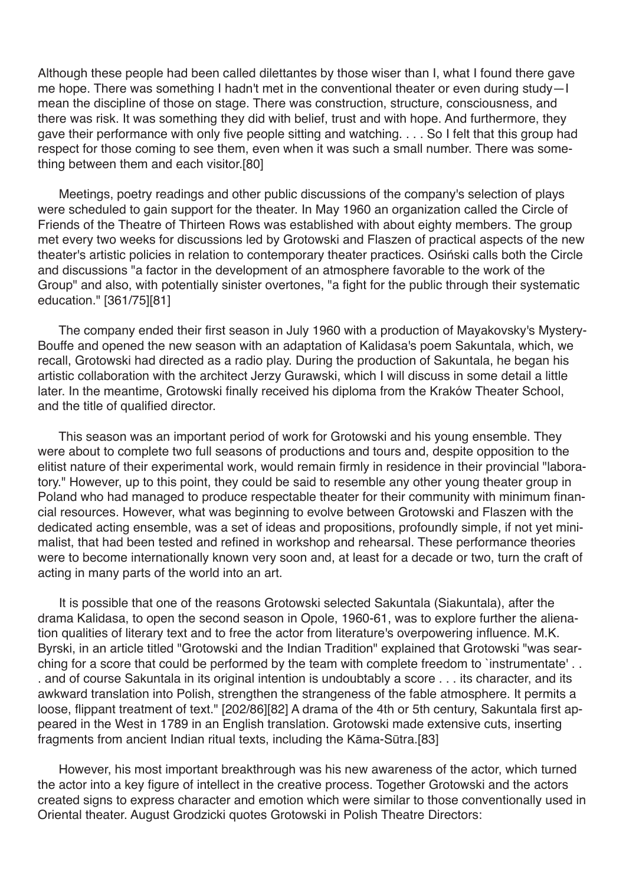Although these people had been called dilettantes by those wiser than I, what I found there gave me hope. There was something I hadn't met in the conventional theater or even during study—I mean the discipline of those on stage. There was construction, structure, consciousness, and there was risk. It was something they did with belief, trust and with hope. And furthermore, they gave their performance with only five people sitting and watching. . . . So I felt that this group had respect for those coming to see them, even when it was such a small number. There was something between them and each visitor.[80]

Meetings, poetry readings and other public discussions of the company's selection of plays were scheduled to gain support for the theater. In May 1960 an organization called the Circle of Friends of the Theatre of Thirteen Rows was established with about eighty members. The group met every two weeks for discussions led by Grotowski and Flaszen of practical aspects of the new theater's artistic policies in relation to contemporary theater practices. Osiński calls both the Circle and discussions "a factor in the development of an atmosphere favorable to the work of the Group" and also, with potentially sinister overtones, "a fight for the public through their systematic education." [361/75][81]

The company ended their first season in July 1960 with a production of Mayakovsky's Mystery-Bouffe and opened the new season with an adaptation of Kalidasa's poem Sakuntala, which, we recall, Grotowski had directed as a radio play. During the production of Sakuntala, he began his artistic collaboration with the architect Jerzy Gurawski, which I will discuss in some detail a little later. In the meantime, Grotowski finally received his diploma from the Kraków Theater School, and the title of qualified director.

This season was an important period of work for Grotowski and his young ensemble. They were about to complete two full seasons of productions and tours and, despite opposition to the elitist nature of their experimental work, would remain firmly in residence in their provincial "laboratory." However, up to this point, they could be said to resemble any other young theater group in Poland who had managed to produce respectable theater for their community with minimum financial resources. However, what was beginning to evolve between Grotowski and Flaszen with the dedicated acting ensemble, was a set of ideas and propositions, profoundly simple, if not yet minimalist, that had been tested and refined in workshop and rehearsal. These performance theories were to become internationally known very soon and, at least for a decade or two, turn the craft of acting in many parts of the world into an art.

It is possible that one of the reasons Grotowski selected Sakuntala (Siakuntala), after the drama Kalidasa, to open the second season in Opole, 1960-61, was to explore further the alienation qualities of literary text and to free the actor from literature's overpowering influence. M.K. Byrski, in an article titled "Grotowski and the Indian Tradition" explained that Grotowski "was searching for a score that could be performed by the team with complete freedom to `instrumentate' . . . and of course Sakuntala in its original intention is undoubtably a score . . . its character, and its awkward translation into Polish, strengthen the strangeness of the fable atmosphere. It permits a loose, flippant treatment of text." [202/86][82] A drama of the 4th or 5th century, Sakuntala first appeared in the West in 1789 in an English translation. Grotowski made extensive cuts, inserting fragments from ancient Indian ritual texts, including the Kāma-Sūtra.[83]

However, his most important breakthrough was his new awareness of the actor, which turned the actor into a key figure of intellect in the creative process. Together Grotowski and the actors created signs to express character and emotion which were similar to those conventionally used in Oriental theater. August Grodzicki quotes Grotowski in Polish Theatre Directors: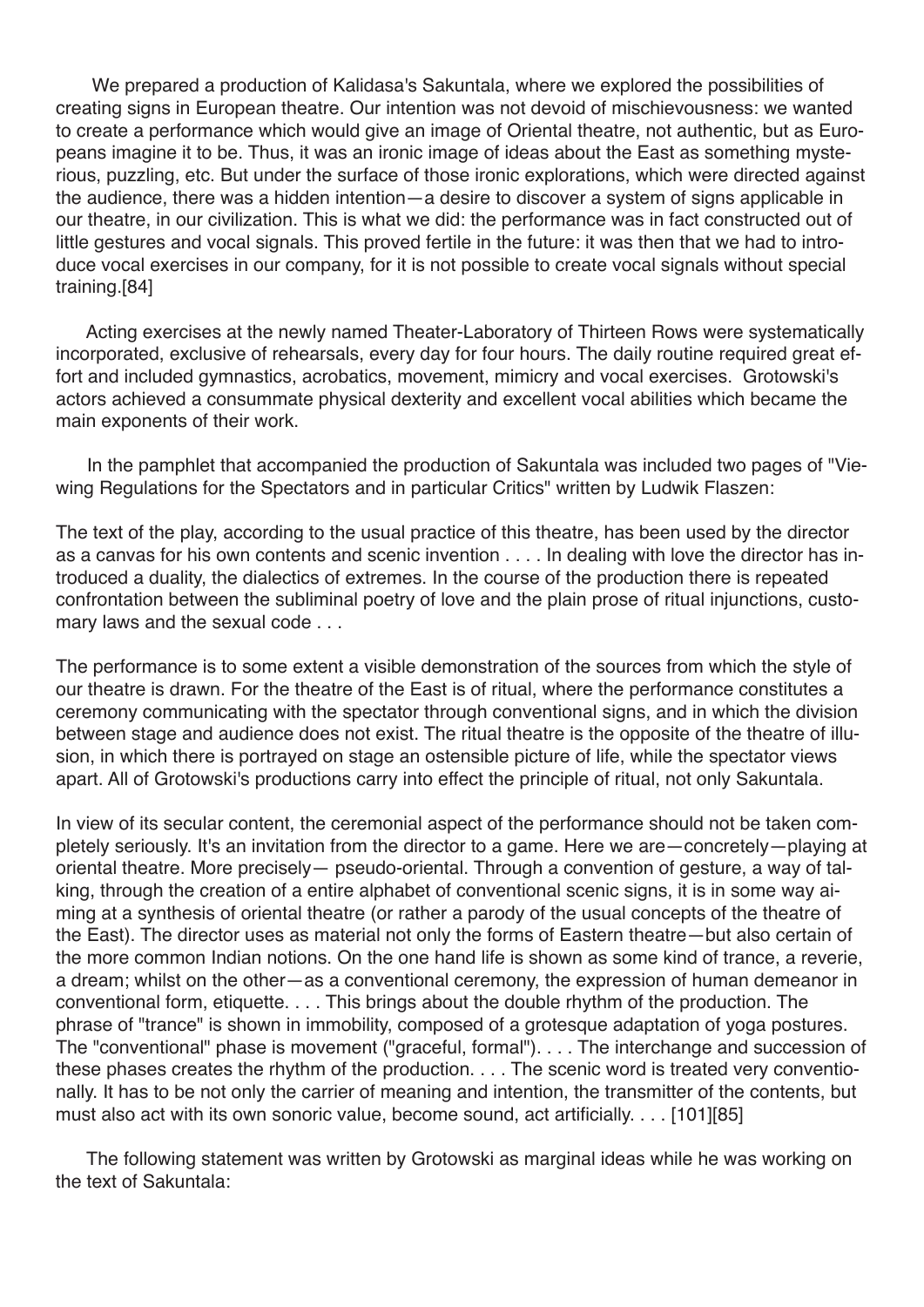We prepared a production of Kalidasa's Sakuntala, where we explored the possibilities of creating signs in European theatre. Our intention was not devoid of mischievousness: we wanted to create a performance which would give an image of Oriental theatre, not authentic, but as Europeans imagine it to be. Thus, it was an ironic image of ideas about the East as something mysterious, puzzling, etc. But under the surface of those ironic explorations, which were directed against the audience, there was a hidden intention—a desire to discover a system of signs applicable in our theatre, in our civilization. This is what we did: the performance was in fact constructed out of little gestures and vocal signals. This proved fertile in the future: it was then that we had to introduce vocal exercises in our company, for it is not possible to create vocal signals without special training.[84]

Acting exercises at the newly named Theater-Laboratory of Thirteen Rows were systematically incorporated, exclusive of rehearsals, every day for four hours. The daily routine required great effort and included gymnastics, acrobatics, movement, mimicry and vocal exercises. Grotowski's actors achieved a consummate physical dexterity and excellent vocal abilities which became the main exponents of their work.

In the pamphlet that accompanied the production of Sakuntala was included two pages of "Viewing Regulations for the Spectators and in particular Critics" written by Ludwik Flaszen:

The text of the play, according to the usual practice of this theatre, has been used by the director as a canvas for his own contents and scenic invention . . . . In dealing with love the director has introduced a duality, the dialectics of extremes. In the course of the production there is repeated confrontation between the subliminal poetry of love and the plain prose of ritual injunctions, customary laws and the sexual code . . .

The performance is to some extent a visible demonstration of the sources from which the style of our theatre is drawn. For the theatre of the East is of ritual, where the performance constitutes a ceremony communicating with the spectator through conventional signs, and in which the division between stage and audience does not exist. The ritual theatre is the opposite of the theatre of illusion, in which there is portrayed on stage an ostensible picture of life, while the spectator views apart. All of Grotowski's productions carry into effect the principle of ritual, not only Sakuntala.

In view of its secular content, the ceremonial aspect of the performance should not be taken completely seriously. It's an invitation from the director to a game. Here we are—concretely—playing at oriental theatre. More precisely— pseudo-oriental. Through a convention of gesture, a way of talking, through the creation of a entire alphabet of conventional scenic signs, it is in some way aiming at a synthesis of oriental theatre (or rather a parody of the usual concepts of the theatre of the East). The director uses as material not only the forms of Eastern theatre—but also certain of the more common Indian notions. On the one hand life is shown as some kind of trance, a reverie, a dream; whilst on the other—as a conventional ceremony, the expression of human demeanor in conventional form, etiquette. . . . This brings about the double rhythm of the production. The phrase of "trance" is shown in immobility, composed of a grotesque adaptation of yoga postures. The "conventional" phase is movement ("graceful, formal"). . . . The interchange and succession of these phases creates the rhythm of the production. . . . The scenic word is treated very conventionally. It has to be not only the carrier of meaning and intention, the transmitter of the contents, but must also act with its own sonoric value, become sound, act artificially. . . . [101][85]

The following statement was written by Grotowski as marginal ideas while he was working on the text of Sakuntala: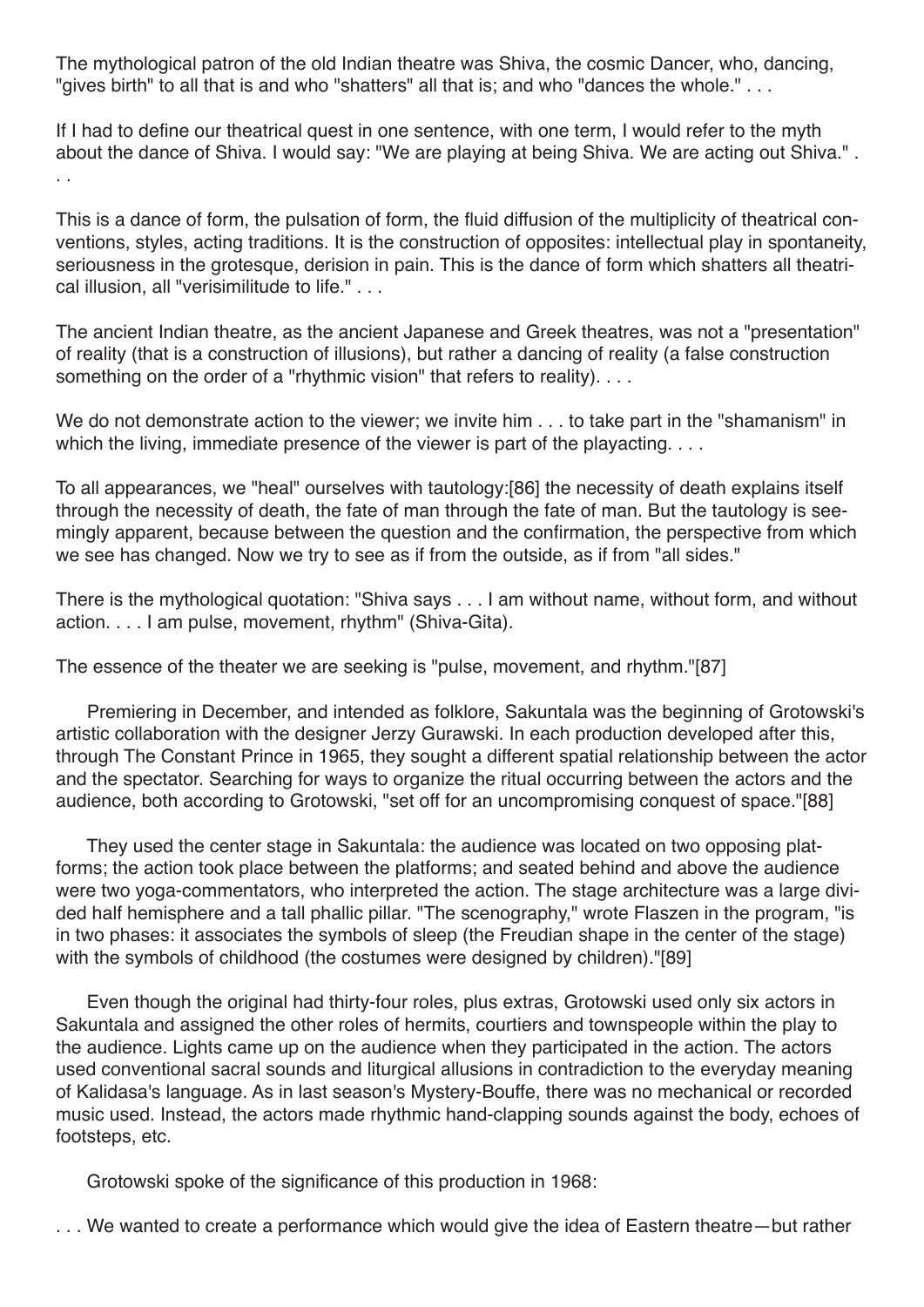The mythological patron of the old Indian theatre was Shiva, the cosmic Dancer, who, dancing, "gives birth" to all that is and who "shatters" all that is; and who "dances the whole." . . .

If I had to define our theatrical quest in one sentence, with one term, I would refer to the myth about the dance of Shiva. I would say: "We are playing at being Shiva. We are acting out Shiva." . . .

This is a dance of form, the pulsation of form, the fluid diffusion of the multiplicity of theatrical conventions, styles, acting traditions. It is the construction of opposites: intellectual play in spontaneity, seriousness in the grotesque, derision in pain. This is the dance of form which shatters all theatrical illusion, all "verisimilitude to life." . . .

The ancient Indian theatre, as the ancient Japanese and Greek theatres, was not a "presentation" of reality (that is a construction of illusions), but rather a dancing of reality (a false construction something on the order of a "rhythmic vision" that refers to reality). . . .

We do not demonstrate action to the viewer; we invite him . . . to take part in the "shamanism" in which the living, immediate presence of the viewer is part of the playacting. . . .

To all appearances, we "heal" ourselves with tautology:[86] the necessity of death explains itself through the necessity of death, the fate of man through the fate of man. But the tautology is seemingly apparent, because between the question and the confirmation, the perspective from which we see has changed. Now we try to see as if from the outside, as if from "all sides."

There is the mythological quotation: "Shiva says . . . I am without name, without form, and without action. . . . I am pulse, movement, rhythm" (Shiva-Gita).

The essence of the theater we are seeking is "pulse, movement, and rhythm."[87]

Premiering in December, and intended as folklore, Sakuntala was the beginning of Grotowski's artistic collaboration with the designer Jerzy Gurawski. In each production developed after this, through The Constant Prince in 1965, they sought a different spatial relationship between the actor and the spectator. Searching for ways to organize the ritual occurring between the actors and the audience, both according to Grotowski, "set off for an uncompromising conquest of space."[88]

They used the center stage in Sakuntala: the audience was located on two opposing platforms; the action took place between the platforms; and seated behind and above the audience were two yoga-commentators, who interpreted the action. The stage architecture was a large divided half hemisphere and a tall phallic pillar. "The scenography," wrote Flaszen in the program, "is in two phases: it associates the symbols of sleep (the Freudian shape in the center of the stage) with the symbols of childhood (the costumes were designed by children)."[89]

Even though the original had thirty-four roles, plus extras, Grotowski used only six actors in Sakuntala and assigned the other roles of hermits, courtiers and townspeople within the play to the audience. Lights came up on the audience when they participated in the action. The actors used conventional sacral sounds and liturgical allusions in contradiction to the everyday meaning of Kalidasa's language. As in last season's Mystery-Bouffe, there was no mechanical or recorded music used. Instead, the actors made rhythmic hand-clapping sounds against the body, echoes of footsteps, etc.

Grotowski spoke of the significance of this production in 1968:

. . . We wanted to create a performance which would give the idea of Eastern theatre—but rather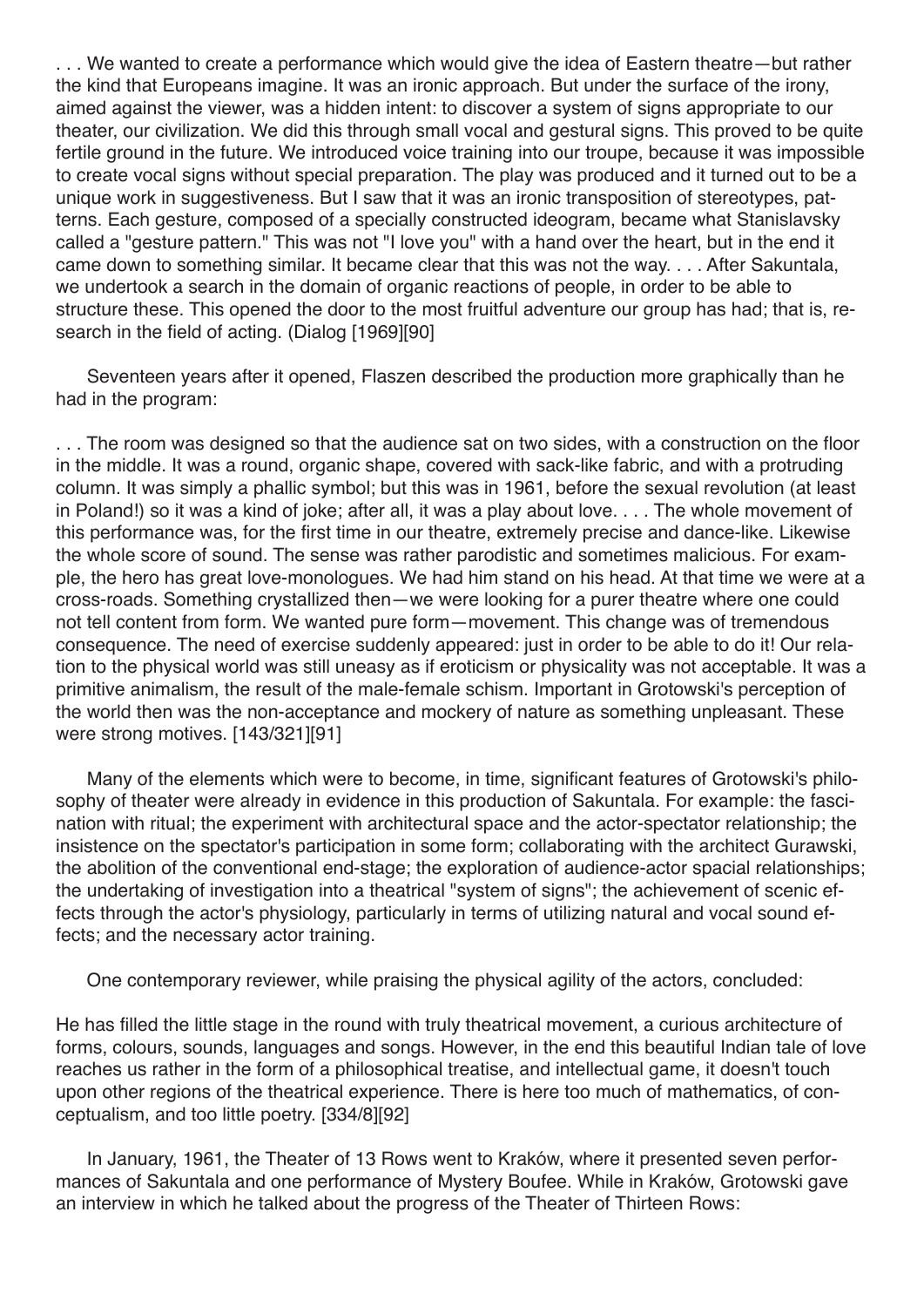. . . We wanted to create a performance which would give the idea of Eastern theatre—but rather the kind that Europeans imagine. It was an ironic approach. But under the surface of the irony, aimed against the viewer, was a hidden intent: to discover a system of signs appropriate to our theater, our civilization. We did this through small vocal and gestural signs. This proved to be quite fertile ground in the future. We introduced voice training into our troupe, because it was impossible to create vocal signs without special preparation. The play was produced and it turned out to be a unique work in suggestiveness. But I saw that it was an ironic transposition of stereotypes, patterns. Each gesture, composed of a specially constructed ideogram, became what Stanislavsky called a "gesture pattern." This was not "I love you" with a hand over the heart, but in the end it came down to something similar. It became clear that this was not the way. . . . After Sakuntala, we undertook a search in the domain of organic reactions of people, in order to be able to structure these. This opened the door to the most fruitful adventure our group has had; that is, research in the field of acting. (Dialog [1969][90]

Seventeen years after it opened, Flaszen described the production more graphically than he had in the program:

. . . The room was designed so that the audience sat on two sides, with a construction on the floor in the middle. It was a round, organic shape, covered with sack-like fabric, and with a protruding column. It was simply a phallic symbol; but this was in 1961, before the sexual revolution (at least in Poland!) so it was a kind of joke; after all, it was a play about love. . . . The whole movement of this performance was, for the first time in our theatre, extremely precise and dance-like. Likewise the whole score of sound. The sense was rather parodistic and sometimes malicious. For example, the hero has great love-monologues. We had him stand on his head. At that time we were at a cross-roads. Something crystallized then—we were looking for a purer theatre where one could not tell content from form. We wanted pure form—movement. This change was of tremendous consequence. The need of exercise suddenly appeared: just in order to be able to do it! Our relation to the physical world was still uneasy as if eroticism or physicality was not acceptable. It was a primitive animalism, the result of the male-female schism. Important in Grotowski's perception of the world then was the non-acceptance and mockery of nature as something unpleasant. These were strong motives. [143/321][91]

Many of the elements which were to become, in time, significant features of Grotowski's philosophy of theater were already in evidence in this production of Sakuntala. For example: the fascination with ritual; the experiment with architectural space and the actor-spectator relationship; the insistence on the spectator's participation in some form; collaborating with the architect Gurawski, the abolition of the conventional end-stage; the exploration of audience-actor spacial relationships; the undertaking of investigation into a theatrical "system of signs"; the achievement of scenic effects through the actor's physiology, particularly in terms of utilizing natural and vocal sound effects; and the necessary actor training.

One contemporary reviewer, while praising the physical agility of the actors, concluded:

He has filled the little stage in the round with truly theatrical movement, a curious architecture of forms, colours, sounds, languages and songs. However, in the end this beautiful Indian tale of love reaches us rather in the form of a philosophical treatise, and intellectual game, it doesn't touch upon other regions of the theatrical experience. There is here too much of mathematics, of conceptualism, and too little poetry. [334/8][92]

In January, 1961, the Theater of 13 Rows went to Kraków, where it presented seven performances of Sakuntala and one performance of Mystery Boufee. While in Kraków, Grotowski gave an interview in which he talked about the progress of the Theater of Thirteen Rows: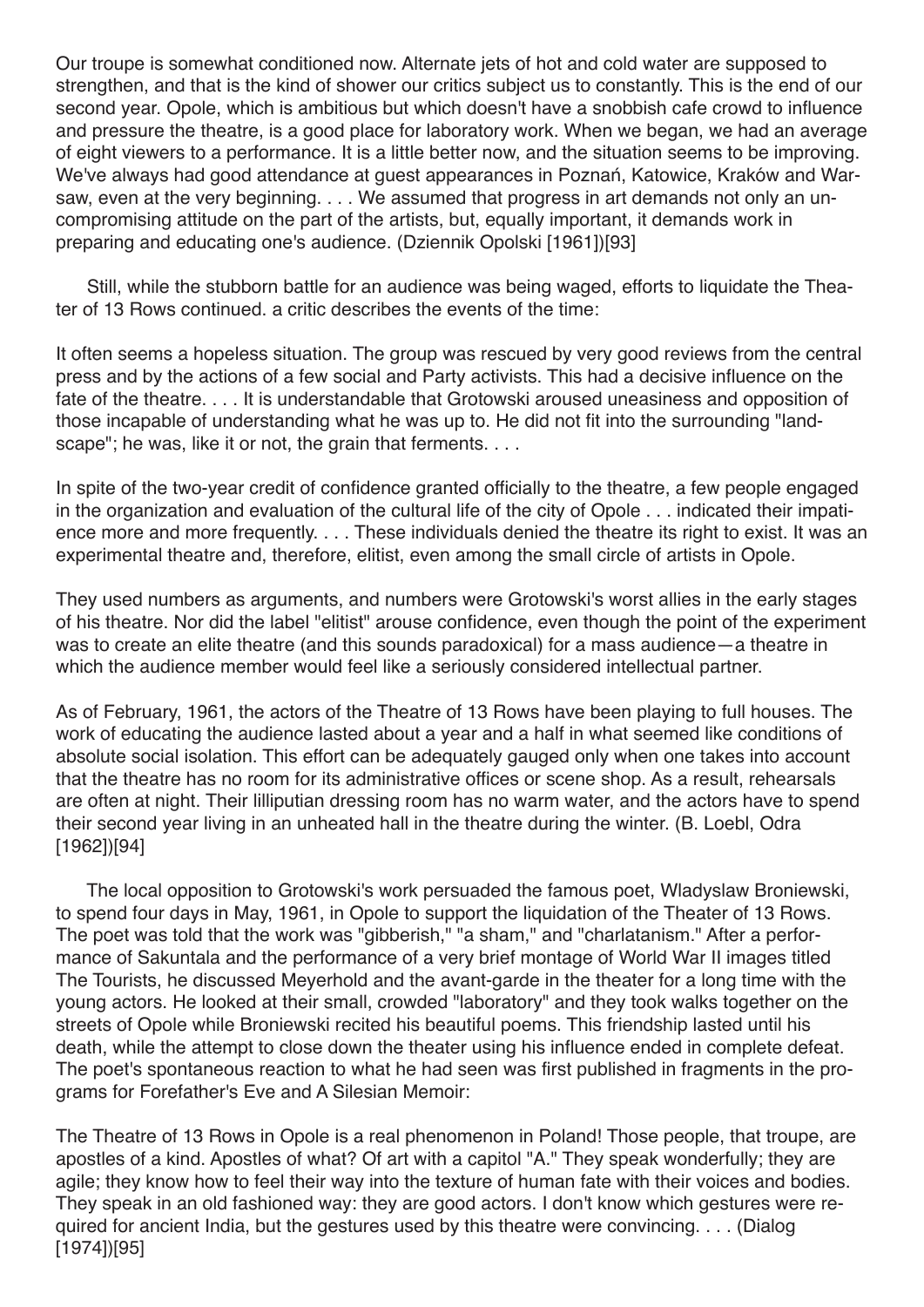Our troupe is somewhat conditioned now. Alternate jets of hot and cold water are supposed to strengthen, and that is the kind of shower our critics subject us to constantly. This is the end of our second year. Opole, which is ambitious but which doesn't have a snobbish cafe crowd to influence and pressure the theatre, is a good place for laboratory work. When we began, we had an average of eight viewers to a performance. It is a little better now, and the situation seems to be improving. We've always had good attendance at guest appearances in Poznań, Katowice, Kraków and Warsaw, even at the very beginning. . . . We assumed that progress in art demands not only an uncompromising attitude on the part of the artists, but, equally important, it demands work in preparing and educating one's audience. (Dziennik Opolski [1961])[93]

Still, while the stubborn battle for an audience was being waged, efforts to liquidate the Theater of 13 Rows continued. a critic describes the events of the time:

It often seems a hopeless situation. The group was rescued by very good reviews from the central press and by the actions of a few social and Party activists. This had a decisive influence on the fate of the theatre. . . . It is understandable that Grotowski aroused uneasiness and opposition of those incapable of understanding what he was up to. He did not fit into the surrounding "landscape"; he was, like it or not, the grain that ferments. . . .

In spite of the two-year credit of confidence granted officially to the theatre, a few people engaged in the organization and evaluation of the cultural life of the city of Opole . . . indicated their impatience more and more frequently. . . . These individuals denied the theatre its right to exist. It was an experimental theatre and, therefore, elitist, even among the small circle of artists in Opole.

They used numbers as arguments, and numbers were Grotowski's worst allies in the early stages of his theatre. Nor did the label "elitist" arouse confidence, even though the point of the experiment was to create an elite theatre (and this sounds paradoxical) for a mass audience—a theatre in which the audience member would feel like a seriously considered intellectual partner.

As of February, 1961, the actors of the Theatre of 13 Rows have been playing to full houses. The work of educating the audience lasted about a year and a half in what seemed like conditions of absolute social isolation. This effort can be adequately gauged only when one takes into account that the theatre has no room for its administrative offices or scene shop. As a result, rehearsals are often at night. Their lilliputian dressing room has no warm water, and the actors have to spend their second year living in an unheated hall in the theatre during the winter. (B. Loebl, Odra [1962])[94]

The local opposition to Grotowski's work persuaded the famous poet, Wladyslaw Broniewski, to spend four days in May, 1961, in Opole to support the liquidation of the Theater of 13 Rows. The poet was told that the work was "gibberish," "a sham," and "charlatanism." After a performance of Sakuntala and the performance of a very brief montage of World War II images titled The Tourists, he discussed Meyerhold and the avant-garde in the theater for a long time with the young actors. He looked at their small, crowded "laboratory" and they took walks together on the streets of Opole while Broniewski recited his beautiful poems. This friendship lasted until his death, while the attempt to close down the theater using his influence ended in complete defeat. The poet's spontaneous reaction to what he had seen was first published in fragments in the programs for Forefather's Eve and A Silesian Memoir:

The Theatre of 13 Rows in Opole is a real phenomenon in Poland! Those people, that troupe, are apostles of a kind. Apostles of what? Of art with a capitol "A." They speak wonderfully; they are agile; they know how to feel their way into the texture of human fate with their voices and bodies. They speak in an old fashioned way: they are good actors. I don't know which gestures were required for ancient India, but the gestures used by this theatre were convincing. . . . (Dialog [1974])[95]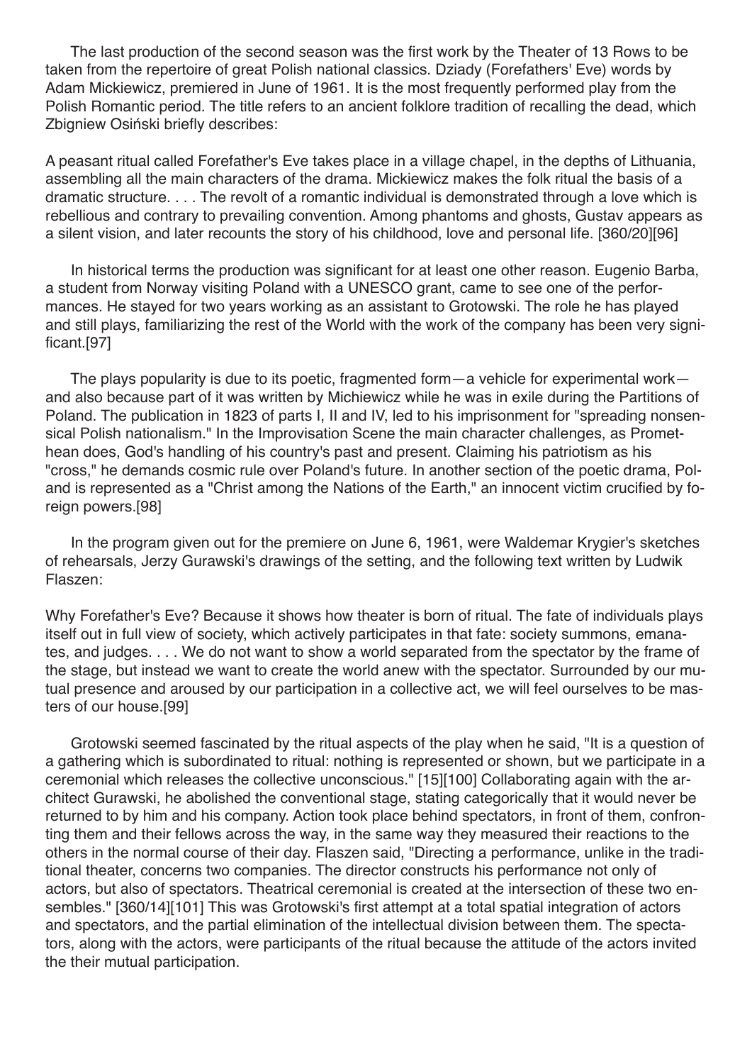The last production of the second season was the first work by the Theater of 13 Rows to be taken from the repertoire of great Polish national classics. Dziady (Forefathers' Eve) words by Adam Mickiewicz, premiered in June of 1961. It is the most frequently performed play from the Polish Romantic period. The title refers to an ancient folklore tradition of recalling the dead, which Zbigniew Osiński briefly describes:

> A peasant ritual called Forefather's Eve takes place in a village chapel, in the depths of Lithuania, assembling all the main characters of the drama. Mickiewicz makes the folk ritual the basis of a dramatic structure. . . . The revolt of a romantic individual is demonstrated through a love which is rebellious and contrary to prevailing convention. Among phantoms and ghosts, Gustav appears as a silent vision, and later recounts the story of his childhood, love and personal life. [360/20][96]

In historical terms the production was significant for at least one other reason. Eugenio Barba, a student from Norway visiting Poland with a UNESCO grant, came to see one of the performances. He stayed for two years working as an assistant to Grotowski. The role he has played and still plays, familiarizing the rest of the World with the work of the company has been very significant.[97]

The plays popularity is due to its poetic, fragmented form—a vehicle for experimental work—and also because part of it was written by Michiewicz while he was in exile during the Partitions of Poland. The publication in 1823 of parts I, II and IV, led to his imprisonment for "spreading nonsensical Polish nationalism." In the Improvisation Scene the main character challenges, as Promethean does, God's handling of his country's past and present. Claiming his patriotism as his "cross," he demands cosmic rule over Poland's future. In another section of the poetic drama, Poland is represented as a "Christ among the Nations of the Earth," an innocent victim crucified by foreign powers.[98]

In the program given out for the premiere on June 6, 1961, were Waldemar Krygier's sketches of rehearsals, Jerzy Gurawski's drawings of the setting, and the following text written by Ludwik Flaszen:

> Why Forefather's Eve? Because it shows how theater is born of ritual. The fate of individuals plays itself out in full view of society, which actively participates in that fate: society summons, emanates, and judges. . . . We do not want to show a world separated from the spectator by the frame of the stage, but instead we want to create the world anew with the spectator. Surrounded by our mutual presence and aroused by our participation in a collective act, we will feel ourselves to be masters of our house.[99]

Grotowski seemed fascinated by the ritual aspects of the play when he said, "It is a question of a gathering which is subordinated to ritual: nothing is represented or shown, but we participate in a ceremonial which releases the collective unconscious." [15][100] Collaborating again with the architect Gurawski, he abolished the conventional stage, stating categorically that it would never be returned to by him and his company. Action took place behind spectators, in front of them, confronting them and their fellows across the way, in the same way they measured their reactions to the others in the normal course of their day. Flaszen said, "Directing a performance, unlike in the traditional theater, concerns two companies. The director constructs his performance not only of actors, but also of spectators. Theatrical ceremonial is created at the intersection of these two ensembles." [360/14][101] This was Grotowski's first attempt at a total spatial integration of actors and spectators, and the partial elimination of the intellectual division between them. The spectators, along with the actors, were participants of the ritual because the attitude of the actors invited the their mutual participation.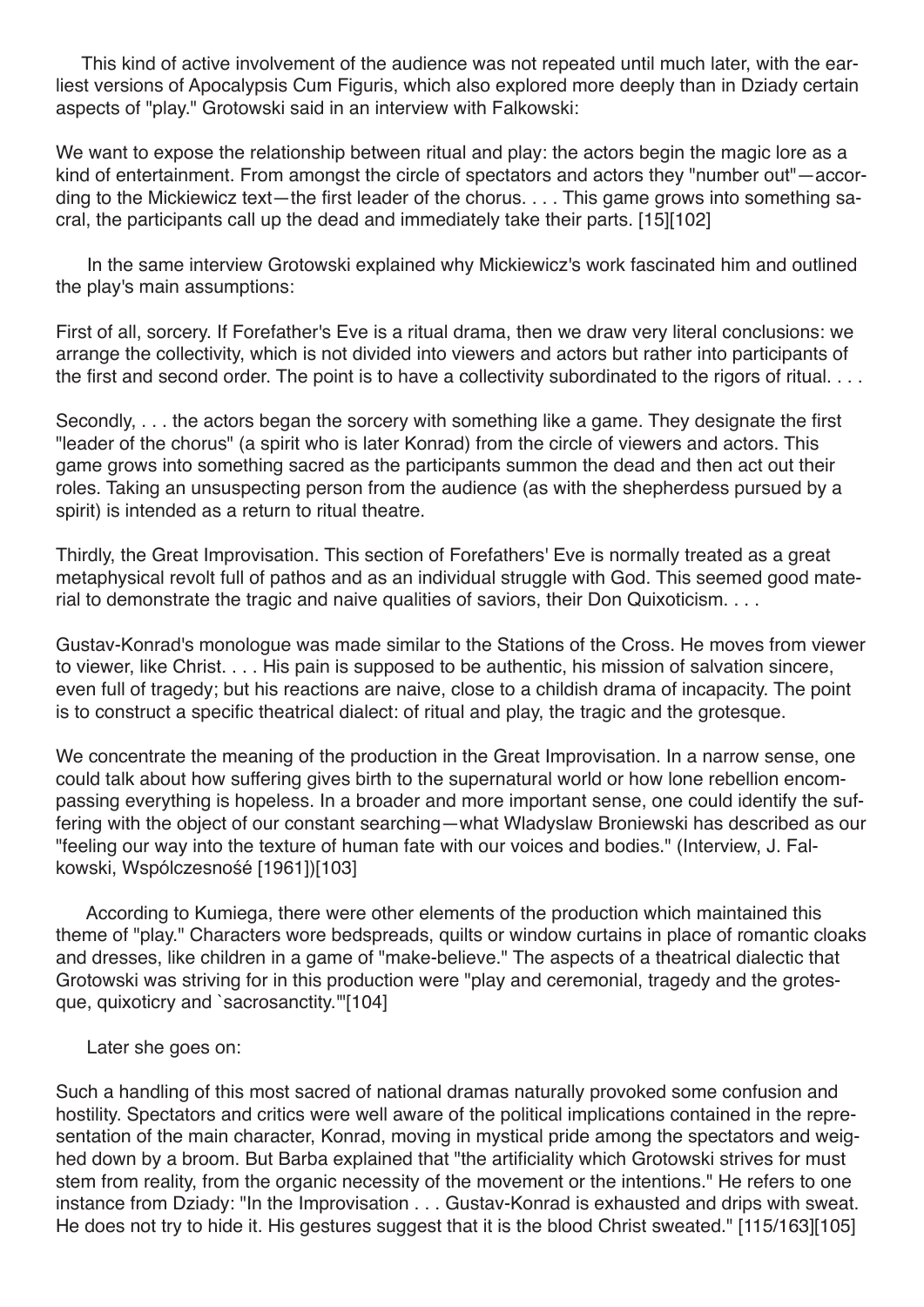This kind of active involvement of the audience was not repeated until much later, with the earliest versions of Apocalypsis Cum Figuris, which also explored more deeply than in Dziady certain aspects of "play." Grotowski said in an interview with Falkowski:

We want to expose the relationship between ritual and play: the actors begin the magic lore as a kind of entertainment. From amongst the circle of spectators and actors they "number out"—according to the Mickiewicz text—the first leader of the chorus. . . . This game grows into something sacral, the participants call up the dead and immediately take their parts. [15][102]

In the same interview Grotowski explained why Mickiewicz's work fascinated him and outlined the play's main assumptions:

First of all, sorcery. If Forefather's Eve is a ritual drama, then we draw very literal conclusions: we arrange the collectivity, which is not divided into viewers and actors but rather into participants of the first and second order. The point is to have a collectivity subordinated to the rigors of ritual. . . .

Secondly, . . . the actors began the sorcery with something like a game. They designate the first "leader of the chorus" (a spirit who is later Konrad) from the circle of viewers and actors. This game grows into something sacred as the participants summon the dead and then act out their roles. Taking an unsuspecting person from the audience (as with the shepherdess pursued by a spirit) is intended as a return to ritual theatre.

Thirdly, the Great Improvisation. This section of Forefathers' Eve is normally treated as a great metaphysical revolt full of pathos and as an individual struggle with God. This seemed good material to demonstrate the tragic and naive qualities of saviors, their Don Quixoticism. . . .

Gustav-Konrad's monologue was made similar to the Stations of the Cross. He moves from viewer to viewer, like Christ. . . . His pain is supposed to be authentic, his mission of salvation sincere, even full of tragedy; but his reactions are naive, close to a childish drama of incapacity. The point is to construct a specific theatrical dialect: of ritual and play, the tragic and the grotesque.

We concentrate the meaning of the production in the Great Improvisation. In a narrow sense, one could talk about how suffering gives birth to the supernatural world or how lone rebellion encompassing everything is hopeless. In a broader and more important sense, one could identify the suffering with the object of our constant searching—what Wladyslaw Broniewski has described as our "feeling our way into the texture of human fate with our voices and bodies." (Interview, J. Falkowski, Wspólczesnośé [1961])[103]

According to Kumiega, there were other elements of the production which maintained this theme of "play." Characters wore bedspreads, quilts or window curtains in place of romantic cloaks and dresses, like children in a game of "make-believe." The aspects of a theatrical dialectic that Grotowski was striving for in this production were "play and ceremonial, tragedy and the grotesque, quixoticry and `sacrosanctity.'"[104]

Later she goes on:

Such a handling of this most sacred of national dramas naturally provoked some confusion and hostility. Spectators and critics were well aware of the political implications contained in the representation of the main character, Konrad, moving in mystical pride among the spectators and weighed down by a broom. But Barba explained that "the artificiality which Grotowski strives for must stem from reality, from the organic necessity of the movement or the intentions." He refers to one instance from Dziady: "In the Improvisation . . . Gustav-Konrad is exhausted and drips with sweat. He does not try to hide it. His gestures suggest that it is the blood Christ sweated." [115/163][105]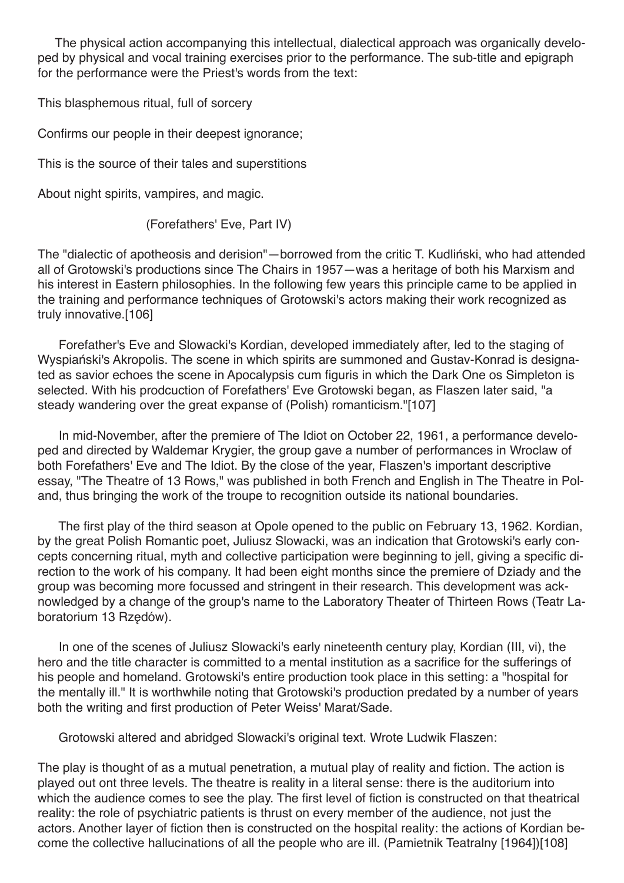The physical action accompanying this intellectual, dialectical approach was organically developed by physical and vocal training exercises prior to the performance. The sub-title and epigraph for the performance were the Priest's words from the text:

This blasphemous ritual, full of sorcery

Confirms our people in their deepest ignorance;

This is the source of their tales and superstitions

About night spirits, vampires, and magic.

(Forefathers' Eve, Part IV)

The "dialectic of apotheosis and derision"—borrowed from the critic T. Kudliński, who had attended all of Grotowski's productions since The Chairs in 1957—was a heritage of both his Marxism and his interest in Eastern philosophies. In the following few years this principle came to be applied in the training and performance techniques of Grotowski's actors making their work recognized as truly innovative.[106]

Forefather's Eve and Slowacki's Kordian, developed immediately after, led to the staging of Wyspiański's Akropolis. The scene in which spirits are summoned and Gustav-Konrad is designated as savior echoes the scene in Apocalypsis cum figuris in which the Dark One os Simpleton is selected. With his prodcuction of Forefathers' Eve Grotowski began, as Flaszen later said, "a steady wandering over the great expanse of (Polish) romanticism."[107]

In mid-November, after the premiere of The Idiot on October 22, 1961, a performance developed and directed by Waldemar Krygier, the group gave a number of performances in Wroclaw of both Forefathers' Eve and The Idiot. By the close of the year, Flaszen's important descriptive essay, "The Theatre of 13 Rows," was published in both French and English in The Theatre in Poland, thus bringing the work of the troupe to recognition outside its national boundaries.

The first play of the third season at Opole opened to the public on February 13, 1962. Kordian, by the great Polish Romantic poet, Juliusz Slowacki, was an indication that Grotowski's early concepts concerning ritual, myth and collective participation were beginning to jell, giving a specific direction to the work of his company. It had been eight months since the premiere of Dziady and the group was becoming more focussed and stringent in their research. This development was acknowledged by a change of the group's name to the Laboratory Theater of Thirteen Rows (Teatr Laboratorium 13 Rzędów).

In one of the scenes of Juliusz Slowacki's early nineteenth century play, Kordian (III, vi), the hero and the title character is committed to a mental institution as a sacrifice for the sufferings of his people and homeland. Grotowski's entire production took place in this setting: a "hospital for the mentally ill." It is worthwhile noting that Grotowski's production predated by a number of years both the writing and first production of Peter Weiss' Marat/Sade.

Grotowski altered and abridged Slowacki's original text. Wrote Ludwik Flaszen:

The play is thought of as a mutual penetration, a mutual play of reality and fiction. The action is played out ont three levels. The theatre is reality in a literal sense: there is the auditorium into which the audience comes to see the play. The first level of fiction is constructed on that theatrical reality: the role of psychiatric patients is thrust on every member of the audience, not just the actors. Another layer of fiction then is constructed on the hospital reality: the actions of Kordian become the collective hallucinations of all the people who are ill. (Pamietnik Teatralny [1964])[108]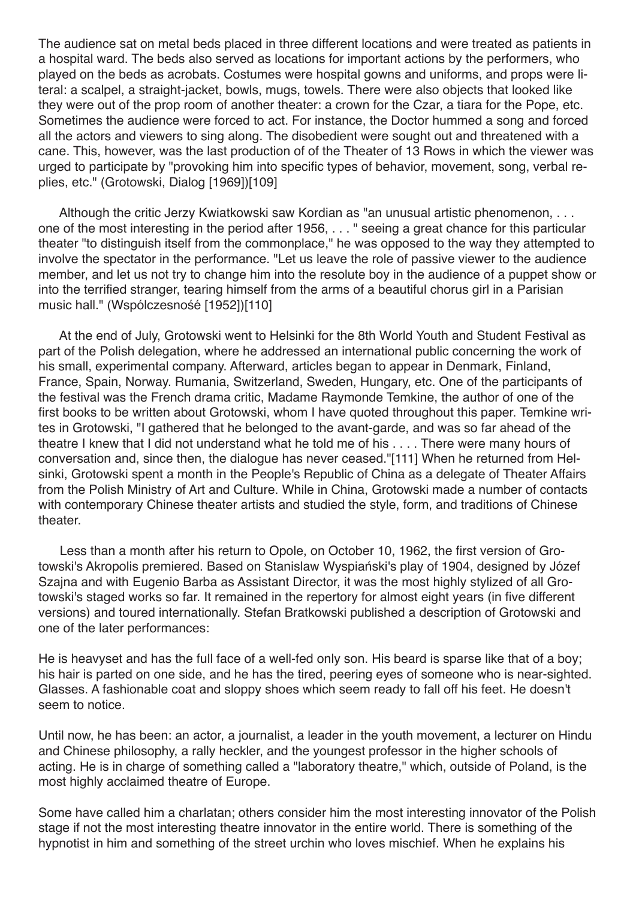The audience sat on metal beds placed in three different locations and were treated as patients in a hospital ward. The beds also served as locations for important actions by the performers, who played on the beds as acrobats. Costumes were hospital gowns and uniforms, and props were literal: a scalpel, a straight-jacket, bowls, mugs, towels. There were also objects that looked like they were out of the prop room of another theater: a crown for the Czar, a tiara for the Pope, etc. Sometimes the audience were forced to act. For instance, the Doctor hummed a song and forced all the actors and viewers to sing along. The disobedient were sought out and threatened with a cane. This, however, was the last production of of the Theater of 13 Rows in which the viewer was urged to participate by "provoking him into specific types of behavior, movement, song, verbal replies, etc." (Grotowski, Dialog [1969])[109]

Although the critic Jerzy Kwiatkowski saw Kordian as "an unusual artistic phenomenon, . . . one of the most interesting in the period after 1956, . . . " seeing a great chance for this particular theater "to distinguish itself from the commonplace," he was opposed to the way they attempted to involve the spectator in the performance. "Let us leave the role of passive viewer to the audience member, and let us not try to change him into the resolute boy in the audience of a puppet show or into the terrified stranger, tearing himself from the arms of a beautiful chorus girl in a Parisian music hall." (Wspólczesnośé [1952])[110]

At the end of July, Grotowski went to Helsinki for the 8th World Youth and Student Festival as part of the Polish delegation, where he addressed an international public concerning the work of his small, experimental company. Afterward, articles began to appear in Denmark, Finland, France, Spain, Norway. Rumania, Switzerland, Sweden, Hungary, etc. One of the participants of the festival was the French drama critic, Madame Raymonde Temkine, the author of one of the first books to be written about Grotowski, whom I have quoted throughout this paper. Temkine writes in Grotowski, "I gathered that he belonged to the avant-garde, and was so far ahead of the theatre I knew that I did not understand what he told me of his . . . . There were many hours of conversation and, since then, the dialogue has never ceased."[111] When he returned from Helsinki, Grotowski spent a month in the People's Republic of China as a delegate of Theater Affairs from the Polish Ministry of Art and Culture. While in China, Grotowski made a number of contacts with contemporary Chinese theater artists and studied the style, form, and traditions of Chinese theater.

Less than a month after his return to Opole, on October 10, 1962, the first version of Grotowski's Akropolis premiered. Based on Stanislaw Wyspiański's play of 1904, designed by Józef Szajna and with Eugenio Barba as Assistant Director, it was the most highly stylized of all Grotowski's staged works so far. It remained in the repertory for almost eight years (in five different versions) and toured internationally. Stefan Bratkowski published a description of Grotowski and one of the later performances:

He is heavyset and has the full face of a well-fed only son. His beard is sparse like that of a boy; his hair is parted on one side, and he has the tired, peering eyes of someone who is near-sighted. Glasses. A fashionable coat and sloppy shoes which seem ready to fall off his feet. He doesn't seem to notice.

Until now, he has been: an actor, a journalist, a leader in the youth movement, a lecturer on Hindu and Chinese philosophy, a rally heckler, and the youngest professor in the higher schools of acting. He is in charge of something called a "laboratory theatre," which, outside of Poland, is the most highly acclaimed theatre of Europe.

Some have called him a charlatan; others consider him the most interesting innovator of the Polish stage if not the most interesting theatre innovator in the entire world. There is something of the hypnotist in him and something of the street urchin who loves mischief. When he explains his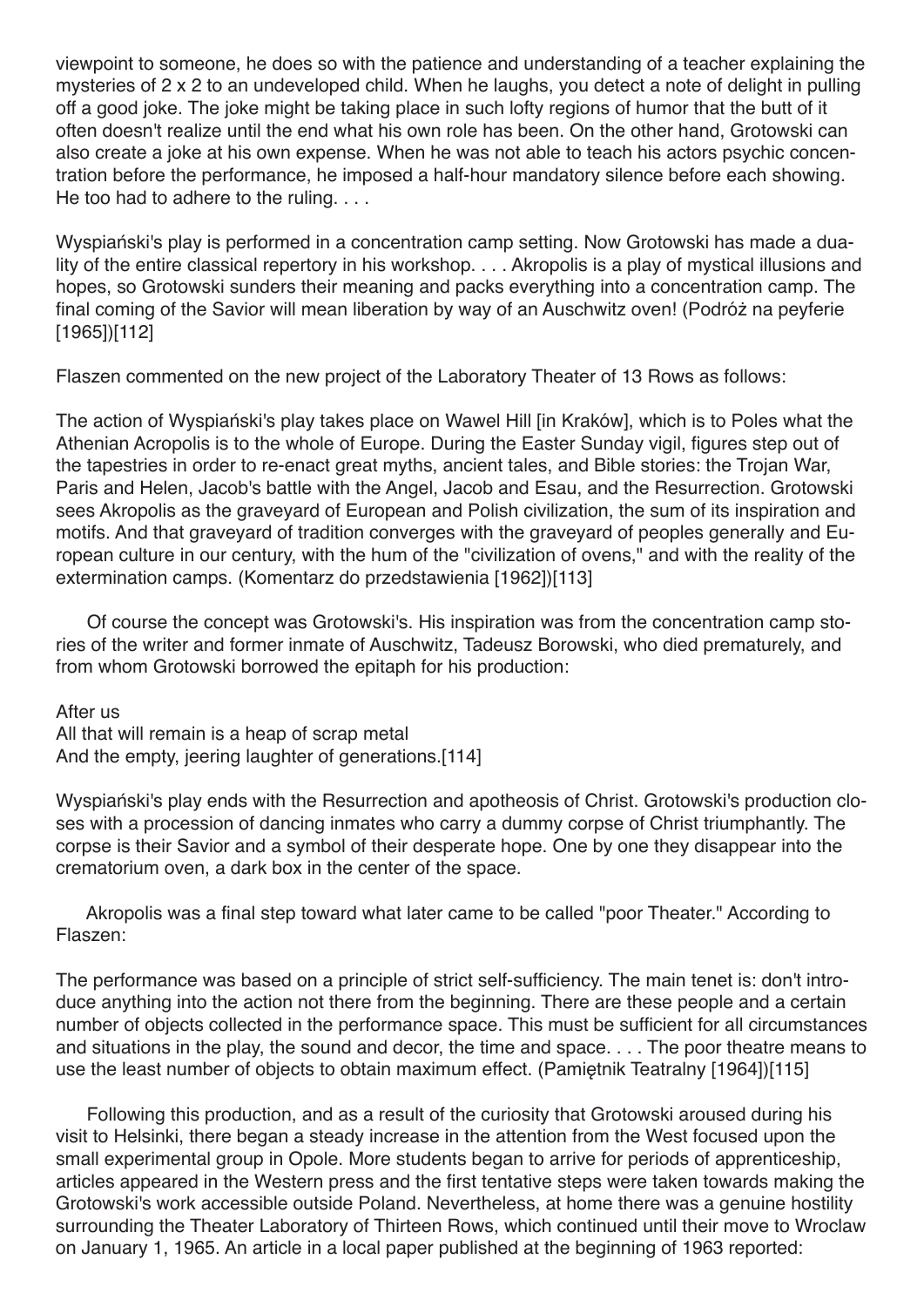viewpoint to someone, he does so with the patience and understanding of a teacher explaining the mysteries of 2 x 2 to an undeveloped child. When he laughs, you detect a note of delight in pulling off a good joke. The joke might be taking place in such lofty regions of humor that the butt of it often doesn't realize until the end what his own role has been. On the other hand, Grotowski can also create a joke at his own expense. When he was not able to teach his actors psychic concentration before the performance, he imposed a half-hour mandatory silence before each showing. He too had to adhere to the ruling. . . .

Wyspiański's play is performed in a concentration camp setting. Now Grotowski has made a duality of the entire classical repertory in his workshop. . . . Akropolis is a play of mystical illusions and hopes, so Grotowski sunders their meaning and packs everything into a concentration camp. The final coming of the Savior will mean liberation by way of an Auschwitz oven! (Podróż na peyferie [1965])[112]

Flaszen commented on the new project of the Laboratory Theater of 13 Rows as follows:

The action of Wyspiański's play takes place on Wawel Hill [in Kraków], which is to Poles what the Athenian Acropolis is to the whole of Europe. During the Easter Sunday vigil, figures step out of the tapestries in order to re-enact great myths, ancient tales, and Bible stories: the Trojan War, Paris and Helen, Jacob's battle with the Angel, Jacob and Esau, and the Resurrection. Grotowski sees Akropolis as the graveyard of European and Polish civilization, the sum of its inspiration and motifs. And that graveyard of tradition converges with the graveyard of peoples generally and European culture in our century, with the hum of the "civilization of ovens," and with the reality of the extermination camps. (Komentarz do przedstawienia [1962])[113]

Of course the concept was Grotowski's. His inspiration was from the concentration camp stories of the writer and former inmate of Auschwitz, Tadeusz Borowski, who died prematurely, and from whom Grotowski borrowed the epitaph for his production:

After us
All that will remain is a heap of scrap metal
And the empty, jeering laughter of generations.[114]

Wyspiański's play ends with the Resurrection and apotheosis of Christ. Grotowski's production closes with a procession of dancing inmates who carry a dummy corpse of Christ triumphantly. The corpse is their Savior and a symbol of their desperate hope. One by one they disappear into the crematorium oven, a dark box in the center of the space.

Akropolis was a final step toward what later came to be called "poor Theater." According to Flaszen:

The performance was based on a principle of strict self-sufficiency. The main tenet is: don't introduce anything into the action not there from the beginning. There are these people and a certain number of objects collected in the performance space. This must be sufficient for all circumstances and situations in the play, the sound and decor, the time and space. . . . The poor theatre means to use the least number of objects to obtain maximum effect. (Pamiętnik Teatralny [1964])[115]

Following this production, and as a result of the curiosity that Grotowski aroused during his visit to Helsinki, there began a steady increase in the attention from the West focused upon the small experimental group in Opole. More students began to arrive for periods of apprenticeship, articles appeared in the Western press and the first tentative steps were taken towards making the Grotowski's work accessible outside Poland. Nevertheless, at home there was a genuine hostility surrounding the Theater Laboratory of Thirteen Rows, which continued until their move to Wroclaw on January 1, 1965. An article in a local paper published at the beginning of 1963 reported: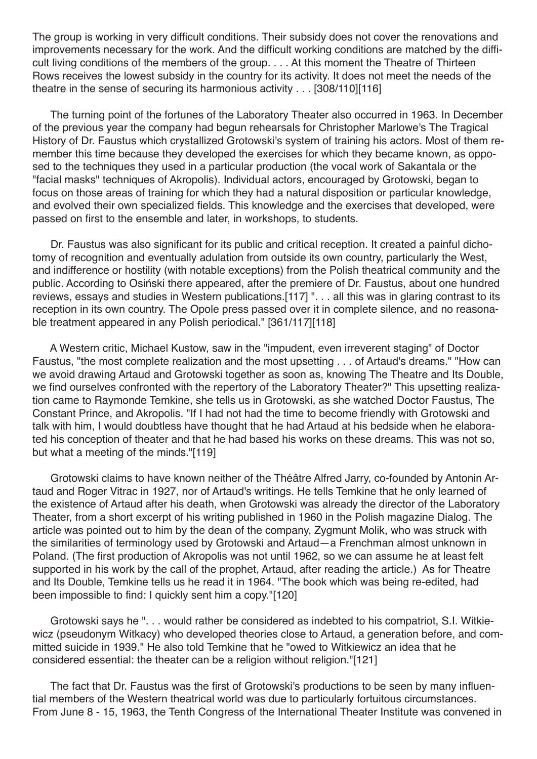The group is working in very difficult conditions. Their subsidy does not cover the renovations and improvements necessary for the work. And the difficult working conditions are matched by the difficult living conditions of the members of the group. . . . At this moment the Theatre of Thirteen Rows receives the lowest subsidy in the country for its activity. It does not meet the needs of the theatre in the sense of securing its harmonious activity . . . [308/110][116]

The turning point of the fortunes of the Laboratory Theater also occurred in 1963. In December of the previous year the company had begun rehearsals for Christopher Marlowe's The Tragical History of Dr. Faustus which crystallized Grotowski's system of training his actors. Most of them remember this time because they developed the exercises for which they became known, as opposed to the techniques they used in a particular production (the vocal work of Sakantala or the "facial masks" techniques of Akropolis). Individual actors, encouraged by Grotowski, began to focus on those areas of training for which they had a natural disposition or particular knowledge, and evolved their own specialized fields. This knowledge and the exercises that developed, were passed on first to the ensemble and later, in workshops, to students.

Dr. Faustus was also significant for its public and critical reception. It created a painful dichotomy of recognition and eventually adulation from outside its own country, particularly the West, and indifference or hostility (with notable exceptions) from the Polish theatrical community and the public. According to Osiński there appeared, after the premiere of Dr. Faustus, about one hundred reviews, essays and studies in Western publications.[117] ". . . all this was in glaring contrast to its reception in its own country. The Opole press passed over it in complete silence, and no reasonable treatment appeared in any Polish periodical." [361/117][118]

A Western critic, Michael Kustow, saw in the "impudent, even irreverent staging" of Doctor Faustus, "the most complete realization and the most upsetting . . . of Artaud's dreams." "How can we avoid drawing Artaud and Grotowski together as soon as, knowing The Theatre and Its Double, we find ourselves confronted with the repertory of the Laboratory Theater?" This upsetting realization came to Raymonde Temkine, she tells us in Grotowski, as she watched Doctor Faustus, The Constant Prince, and Akropolis. "If I had not had the time to become friendly with Grotowski and talk with him, I would doubtless have thought that he had Artaud at his bedside when he elaborated his conception of theater and that he had based his works on these dreams. This was not so, but what a meeting of the minds."[119]

Grotowski claims to have known neither of the Théâtre Alfred Jarry, co-founded by Antonin Artaud and Roger Vitrac in 1927, nor of Artaud's writings. He tells Temkine that he only learned of the existence of Artaud after his death, when Grotowski was already the director of the Laboratory Theater, from a short excerpt of his writing published in 1960 in the Polish magazine Dialog. The article was pointed out to him by the dean of the company, Zygmunt Molik, who was struck with the similarities of terminology used by Grotowski and Artaud—a Frenchman almost unknown in Poland. (The first production of Akropolis was not until 1962, so we can assume he at least felt supported in his work by the call of the prophet, Artaud, after reading the article.) As for Theatre and Its Double, Temkine tells us he read it in 1964. "The book which was being re-edited, had been impossible to find: I quickly sent him a copy."[120]

Grotowski says he ". . . would rather be considered as indebted to his compatriot, S.I. Witkiewicz (pseudonym Witkacy) who developed theories close to Artaud, a generation before, and committed suicide in 1939." He also told Temkine that he "owed to Witkiewicz an idea that he considered essential: the theater can be a religion without religion."[121]

The fact that Dr. Faustus was the first of Grotowski's productions to be seen by many influential members of the Western theatrical world was due to particularly fortuitous circumstances. From June 8 - 15, 1963, the Tenth Congress of the International Theater Institute was convened in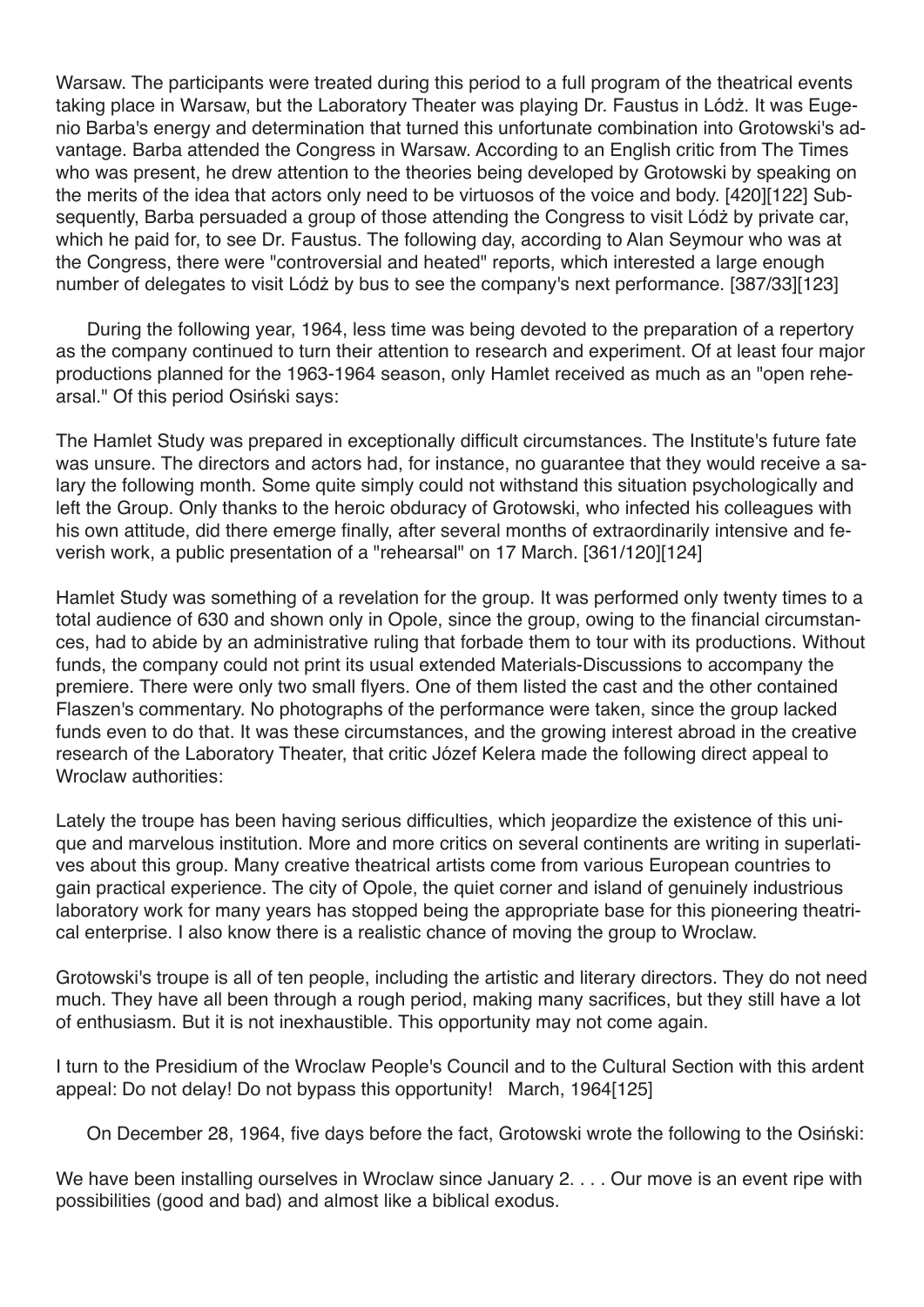Warsaw. The participants were treated during this period to a full program of the theatrical events taking place in Warsaw, but the Laboratory Theater was playing Dr. Faustus in Lódż. It was Eugenio Barba's energy and determination that turned this unfortunate combination into Grotowski's advantage. Barba attended the Congress in Warsaw. According to an English critic from The Times who was present, he drew attention to the theories being developed by Grotowski by speaking on the merits of the idea that actors only need to be virtuosos of the voice and body. [420][122] Subsequently, Barba persuaded a group of those attending the Congress to visit Lódż by private car, which he paid for, to see Dr. Faustus. The following day, according to Alan Seymour who was at the Congress, there were "controversial and heated" reports, which interested a large enough number of delegates to visit Lódż by bus to see the company's next performance. [387/33][123]

During the following year, 1964, less time was being devoted to the preparation of a repertory as the company continued to turn their attention to research and experiment. Of at least four major productions planned for the 1963-1964 season, only Hamlet received as much as an "open rehearsal." Of this period Osiński says:

The Hamlet Study was prepared in exceptionally difficult circumstances. The Institute's future fate was unsure. The directors and actors had, for instance, no guarantee that they would receive a salary the following month. Some quite simply could not withstand this situation psychologically and left the Group. Only thanks to the heroic obduracy of Grotowski, who infected his colleagues with his own attitude, did there emerge finally, after several months of extraordinarily intensive and feverish work, a public presentation of a "rehearsal" on 17 March. [361/120][124]

Hamlet Study was something of a revelation for the group. It was performed only twenty times to a total audience of 630 and shown only in Opole, since the group, owing to the financial circumstances, had to abide by an administrative ruling that forbade them to tour with its productions. Without funds, the company could not print its usual extended Materials-Discussions to accompany the premiere. There were only two small flyers. One of them listed the cast and the other contained Flaszen's commentary. No photographs of the performance were taken, since the group lacked funds even to do that. It was these circumstances, and the growing interest abroad in the creative research of the Laboratory Theater, that critic Józef Kelera made the following direct appeal to Wroclaw authorities:

Lately the troupe has been having serious difficulties, which jeopardize the existence of this unique and marvelous institution. More and more critics on several continents are writing in superlatives about this group. Many creative theatrical artists come from various European countries to gain practical experience. The city of Opole, the quiet corner and island of genuinely industrious laboratory work for many years has stopped being the appropriate base for this pioneering theatrical enterprise. I also know there is a realistic chance of moving the group to Wroclaw.

Grotowski's troupe is all of ten people, including the artistic and literary directors. They do not need much. They have all been through a rough period, making many sacrifices, but they still have a lot of enthusiasm. But it is not inexhaustible. This opportunity may not come again.

I turn to the Presidium of the Wroclaw People's Council and to the Cultural Section with this ardent appeal: Do not delay! Do not bypass this opportunity! March, 1964[125]

On December 28, 1964, five days before the fact, Grotowski wrote the following to the Osiński:

We have been installing ourselves in Wroclaw since January 2. . . . Our move is an event ripe with possibilities (good and bad) and almost like a biblical exodus.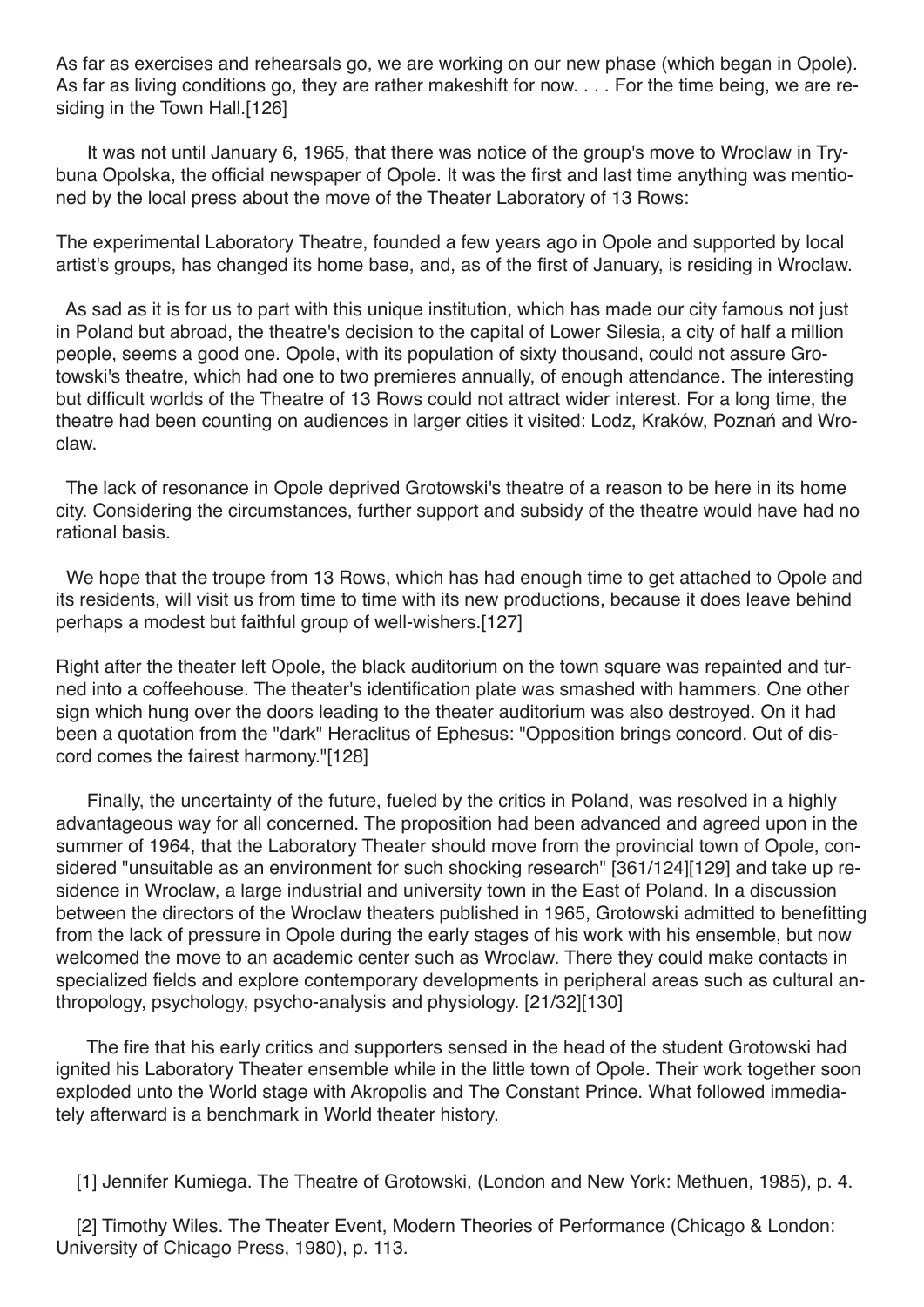As far as exercises and rehearsals go, we are working on our new phase (which began in Opole). As far as living conditions go, they are rather makeshift for now. . . . For the time being, we are residing in the Town Hall.[126]

It was not until January 6, 1965, that there was notice of the group's move to Wroclaw in Trybuna Opolska, the official newspaper of Opole. It was the first and last time anything was mentioned by the local press about the move of the Theater Laboratory of 13 Rows:

The experimental Laboratory Theatre, founded a few years ago in Opole and supported by local artist's groups, has changed its home base, and, as of the first of January, is residing in Wroclaw.

As sad as it is for us to part with this unique institution, which has made our city famous not just in Poland but abroad, the theatre's decision to the capital of Lower Silesia, a city of half a million people, seems a good one. Opole, with its population of sixty thousand, could not assure Grotowski's theatre, which had one to two premieres annually, of enough attendance. The interesting but difficult worlds of the Theatre of 13 Rows could not attract wider interest. For a long time, the theatre had been counting on audiences in larger cities it visited: Lodz, Kraków, Poznań and Wroclaw.

The lack of resonance in Opole deprived Grotowski's theatre of a reason to be here in its home city. Considering the circumstances, further support and subsidy of the theatre would have had no rational basis.

We hope that the troupe from 13 Rows, which has had enough time to get attached to Opole and its residents, will visit us from time to time with its new productions, because it does leave behind perhaps a modest but faithful group of well-wishers.[127]

Right after the theater left Opole, the black auditorium on the town square was repainted and turned into a coffeehouse. The theater's identification plate was smashed with hammers. One other sign which hung over the doors leading to the theater auditorium was also destroyed. On it had been a quotation from the "dark" Heraclitus of Ephesus: "Opposition brings concord. Out of discord comes the fairest harmony."[128]

Finally, the uncertainty of the future, fueled by the critics in Poland, was resolved in a highly advantageous way for all concerned. The proposition had been advanced and agreed upon in the summer of 1964, that the Laboratory Theater should move from the provincial town of Opole, considered "unsuitable as an environment for such shocking research" [361/124][129] and take up residence in Wroclaw, a large industrial and university town in the East of Poland. In a discussion between the directors of the Wroclaw theaters published in 1965, Grotowski admitted to benefitting from the lack of pressure in Opole during the early stages of his work with his ensemble, but now welcomed the move to an academic center such as Wroclaw. There they could make contacts in specialized fields and explore contemporary developments in peripheral areas such as cultural anthropology, psychology, psycho-analysis and physiology. [21/32][130]

The fire that his early critics and supporters sensed in the head of the student Grotowski had ignited his Laboratory Theater ensemble while in the little town of Opole. Their work together soon exploded unto the World stage with Akropolis and The Constant Prince. What followed immediately afterward is a benchmark in World theater history.

[1] Jennifer Kumiega. The Theatre of Grotowski, (London and New York: Methuen, 1985), p. 4.

[2] Timothy Wiles. The Theater Event, Modern Theories of Performance (Chicago & London: University of Chicago Press, 1980), p. 113.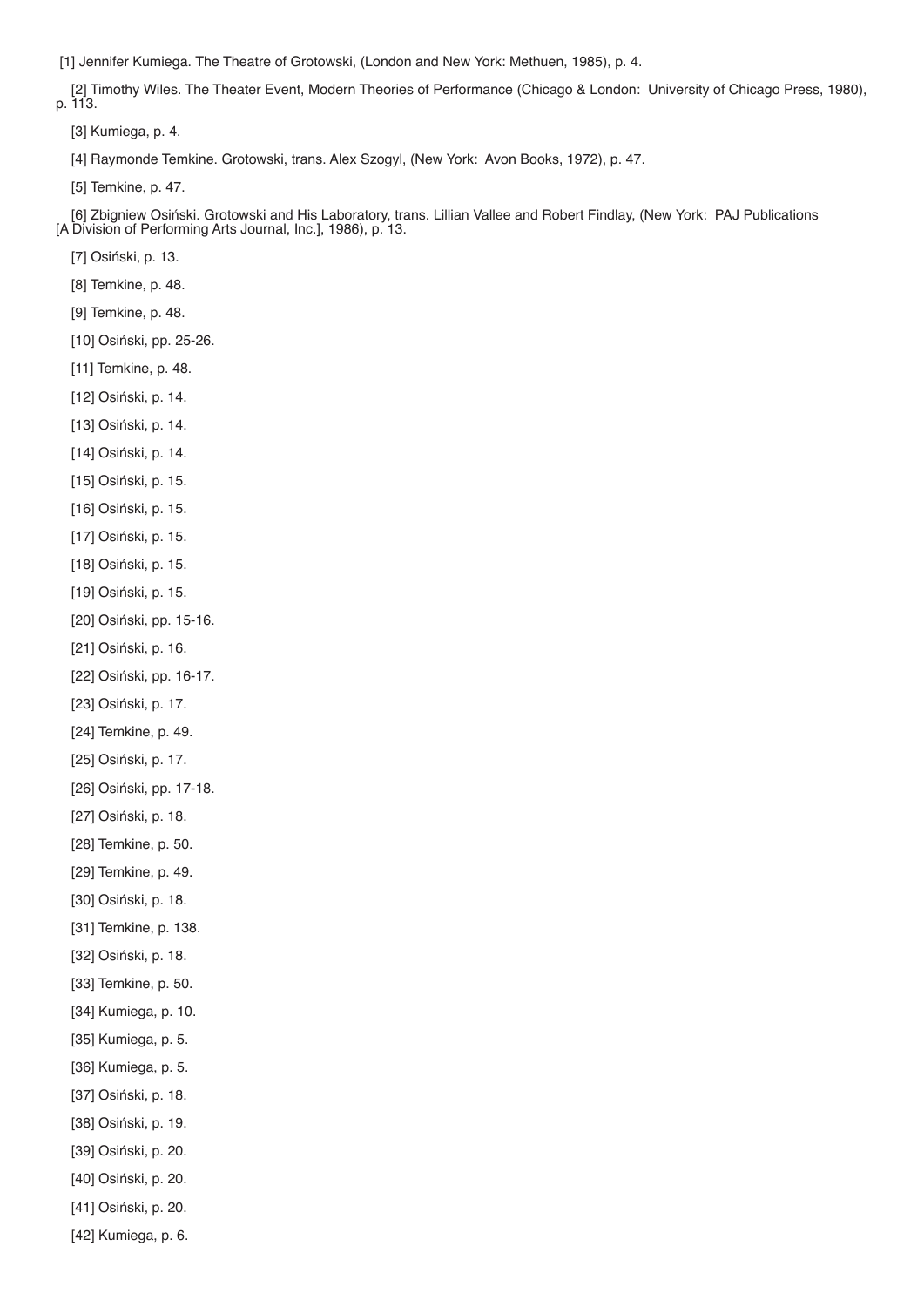[1] Jennifer Kumiega. The Theatre of Grotowski, (London and New York: Methuen, 1985), p. 4.

[2] Timothy Wiles. The Theater Event, Modern Theories of Performance (Chicago & London: University of Chicago Press, 1980), p. 113.

[3] Kumiega, p. 4.

[4] Raymonde Temkine. Grotowski, trans. Alex Szogyl, (New York: Avon Books, 1972), p. 47.

[5] Temkine, p. 47.

[6] Zbigniew Osiński. Grotowski and His Laboratory, trans. Lillian Vallee and Robert Findlay, (New York: PAJ Publications [A Division of Performing Arts Journal, Inc.], 1986), p. 13.

[7] Osiński, p. 13.

[8] Temkine, p. 48.

[9] Temkine, p. 48.

[10] Osiński, pp. 25-26.

[11] Temkine, p. 48.

[12] Osiński, p. 14.

[13] Osiński, p. 14.

[14] Osiński, p. 14.

[15] Osiński, p. 15.

[16] Osiński, p. 15.

[17] Osiński, p. 15.

[18] Osiński, p. 15.

[19] Osiński, p. 15.

[20] Osiński, pp. 15-16.

[21] Osiński, p. 16.

[22] Osiński, pp. 16-17.

[23] Osiński, p. 17.

[24] Temkine, p. 49.

[25] Osiński, p. 17.

[26] Osiński, pp. 17-18.

[27] Osiński, p. 18.

[28] Temkine, p. 50.

[29] Temkine, p. 49.

[30] Osiński, p. 18.

[31] Temkine, p. 138.

[32] Osiński, p. 18.

[33] Temkine, p. 50.

[34] Kumiega, p. 10.

[35] Kumiega, p. 5.

[36] Kumiega, p. 5.

[37] Osiński, p. 18.

[38] Osiński, p. 19.

[39] Osiński, p. 20.

[40] Osiński, p. 20.

[41] Osiński, p. 20.

[42] Kumiega, p. 6.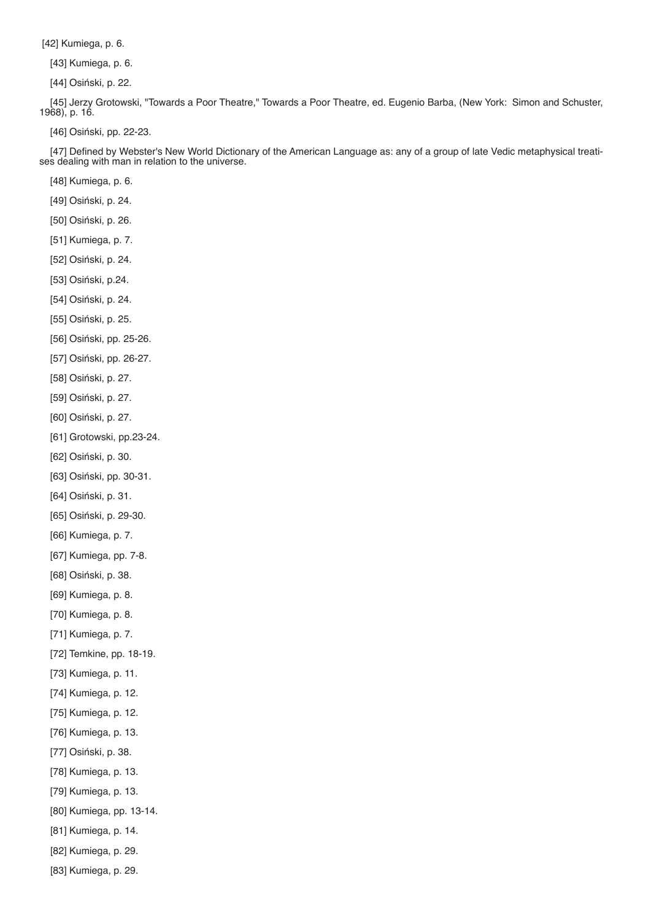[42] Kumiega, p. 6.

[43] Kumiega, p. 6.

[44] Osiński, p. 22.

[45] Jerzy Grotowski, "Towards a Poor Theatre," Towards a Poor Theatre, ed. Eugenio Barba, (New York: Simon and Schuster, 1968), p. 16.

[46] Osiński, pp. 22-23.

[47] Defined by Webster's New World Dictionary of the American Language as: any of a group of late Vedic metaphysical treatises dealing with man in relation to the universe.

[48] Kumiega, p. 6.

[49] Osiński, p. 24.

[50] Osiński, p. 26.

[51] Kumiega, p. 7.

[52] Osiński, p. 24.

[53] Osiński, p.24.

[54] Osiński, p. 24.

[55] Osiński, p. 25.

[56] Osiński, pp. 25-26.

[57] Osiński, pp. 26-27.

[58] Osiński, p. 27.

[59] Osiński, p. 27.

[60] Osiński, p. 27.

[61] Grotowski, pp.23-24.

[62] Osiński, p. 30.

[63] Osiński, pp. 30-31.

[64] Osiński, p. 31.

[65] Osiński, p. 29-30.

[66] Kumiega, p. 7.

[67] Kumiega, pp. 7-8.

[68] Osiński, p. 38.

[69] Kumiega, p. 8.

[70] Kumiega, p. 8.

[71] Kumiega, p. 7.

[72] Temkine, pp. 18-19.

[73] Kumiega, p. 11.

[74] Kumiega, p. 12.

[75] Kumiega, p. 12.

[76] Kumiega, p. 13.

[77] Osiński, p. 38.

[78] Kumiega, p. 13.

[79] Kumiega, p. 13.

[80] Kumiega, pp. 13-14.

[81] Kumiega, p. 14.

[82] Kumiega, p. 29.

[83] Kumiega, p. 29.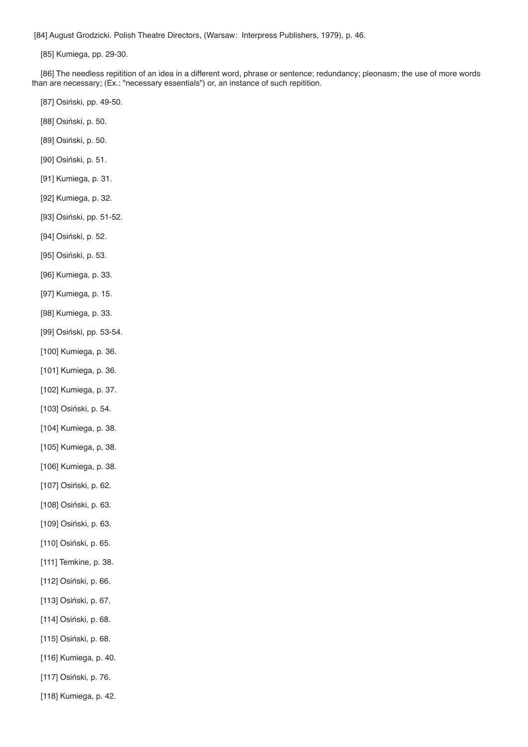[84] August Grodzicki. Polish Theatre Directors, (Warsaw: Interpress Publishers, 1979), p. 46.

[85] Kumiega, pp. 29-30.

[86] The needless repitition of an idea in a different word, phrase or sentence; redundancy; pleonasm; the use of more words than are necessary; (Ex.: "necessary essentials") or, an instance of such repitition.

[87] Osiński, pp. 49-50.

[88] Osiński, p. 50.

[89] Osiński, p. 50.

[90] Osiński, p. 51.

[91] Kumiega, p. 31.

[92] Kumiega, p. 32.

[93] Osiński, pp. 51-52.

[94] Osiński, p. 52.

[95] Osiński, p. 53.

[96] Kumiega, p. 33.

[97] Kumiega, p. 15.

[98] Kumiega, p. 33.

[99] Osiński, pp. 53-54.

[100] Kumiega, p. 36.

[101] Kumiega, p. 36.

[102] Kumiega, p. 37.

[103] Osiński, p. 54.

[104] Kumiega, p. 38.

[105] Kumiega, p, 38.

[106] Kumiega, p. 38.

[107] Osiński, p. 62.

[108] Osiński, p. 63.

[109] Osiński, p. 63.

[110] Osiński, p. 65.

[111] Temkine, p. 38.

[112] Osiński, p. 66.

[113] Osiński, p. 67.

[114] Osiński, p. 68.

[115] Osiński, p. 68.

[116] Kumiega, p. 40.

[117] Osiński, p. 76.

[118] Kumiega, p. 42.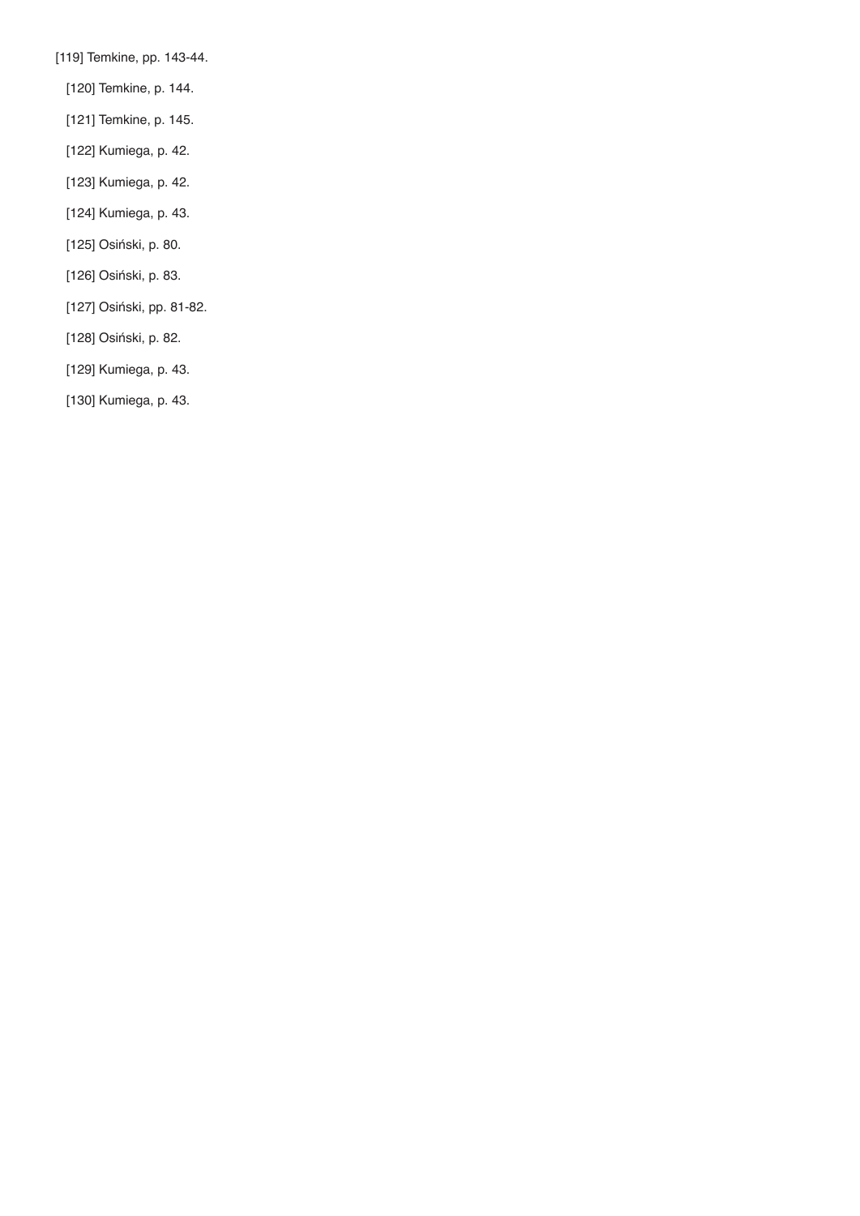[119] Temkine, pp. 143-44.

[120] Temkine, p. 144.

[121] Temkine, p. 145.

[122] Kumiega, p. 42.

[123] Kumiega, p. 42.

[124] Kumiega, p. 43.

[125] Osiński, p. 80.

[126] Osiński, p. 83.

[127] Osiński, pp. 81-82.

[128] Osiński, p. 82.

[129] Kumiega, p. 43.

[130] Kumiega, p. 43.